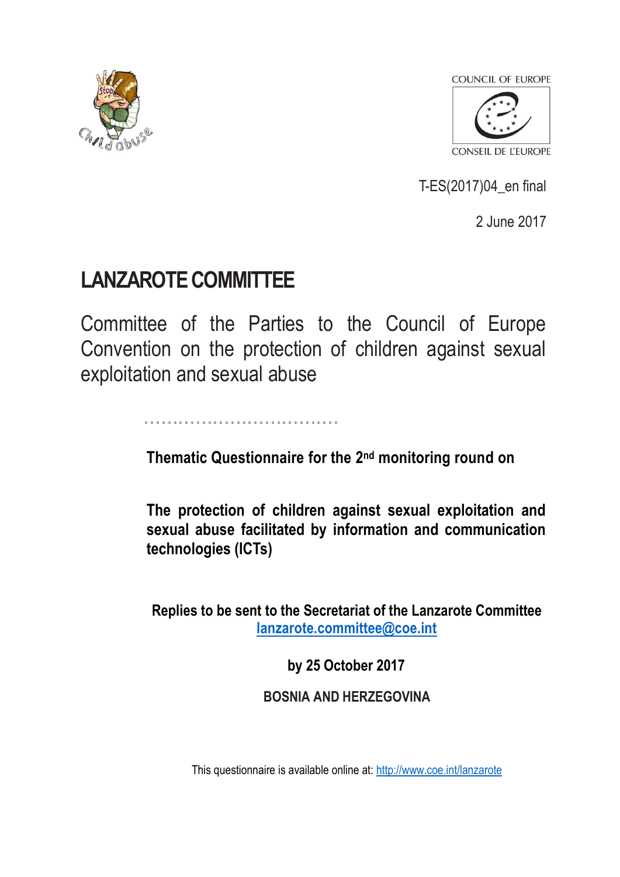COUNCIL OF EUROPE

CONSEIL DE L'EUROPE

T-ES(2017)04_en final

2 June 2017

# LANZAROTE COMMITTEE

Committee of the Parties to the Council of Europe Convention on the protection of children against sexual exploitation and sexual abuse

**Thematic Questionnaire for the 2nd monitoring round on**

**The protection of children against sexual exploitation and sexual abuse facilitated by information and communication technologies (ICTs)**

**Replies to be sent to the Secretariat of the Lanzarote Committee**
[lanzarote.committee@coe.int](mailto:lanzarote.committee@coe.int)

**by 25 October 2017**

**BOSNIA AND HERZEGOVINA**

This questionnaire is available online at: [http://www.coe.int/lanzarote](http://www.coe.int/lanzarote)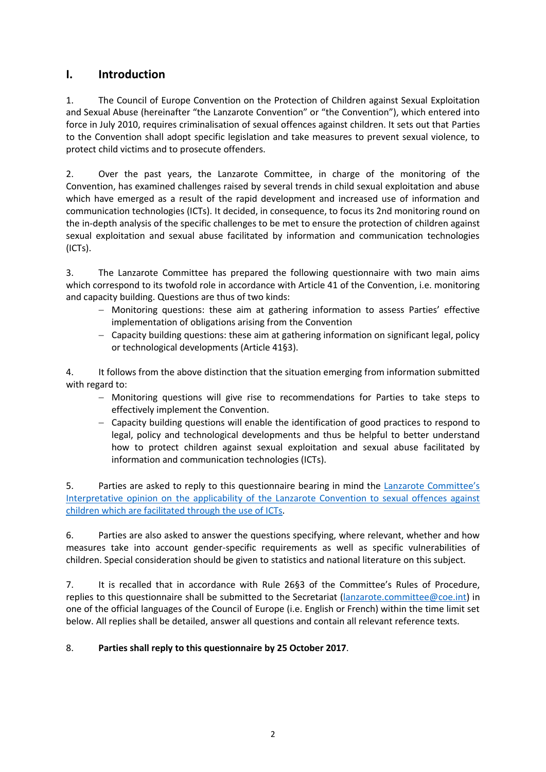# I. Introduction

1. The Council of Europe Convention on the Protection of Children against Sexual Exploitation and Sexual Abuse (hereinafter "the Lanzarote Convention" or "the Convention"), which entered into force in July 2010, requires criminalisation of sexual offences against children. It sets out that Parties to the Convention shall adopt specific legislation and take measures to prevent sexual violence, to protect child victims and to prosecute offenders.

2. Over the past years, the Lanzarote Committee, in charge of the monitoring of the Convention, has examined challenges raised by several trends in child sexual exploitation and abuse which have emerged as a result of the rapid development and increased use of information and communication technologies (ICTs). It decided, in consequence, to focus its 2nd monitoring round on the in-depth analysis of the specific challenges to be met to ensure the protection of children against sexual exploitation and sexual abuse facilitated by information and communication technologies (ICTs).

3. The Lanzarote Committee has prepared the following questionnaire with two main aims which correspond to its twofold role in accordance with Article 41 of the Convention, i.e. monitoring and capacity building. Questions are thus of two kinds:

- Monitoring questions: these aim at gathering information to assess Parties' effective implementation of obligations arising from the Convention
- Capacity building questions: these aim at gathering information on significant legal, policy or technological developments (Article 41§3).

4. It follows from the above distinction that the situation emerging from information submitted with regard to:

- Monitoring questions will give rise to recommendations for Parties to take steps to effectively implement the Convention.
- Capacity building questions will enable the identification of good practices to respond to legal, policy and technological developments and thus be helpful to better understand how to protect children against sexual exploitation and sexual abuse facilitated by information and communication technologies (ICTs).

5. Parties are asked to reply to this questionnaire bearing in mind the Lanzarote Committee's Interpretative opinion on the applicability of the Lanzarote Convention to sexual offences against children which are facilitated through the use of ICTs.

6. Parties are also asked to answer the questions specifying, where relevant, whether and how measures take into account gender-specific requirements as well as specific vulnerabilities of children. Special consideration should be given to statistics and national literature on this subject.

7. It is recalled that in accordance with Rule 26§3 of the Committee's Rules of Procedure, replies to this questionnaire shall be submitted to the Secretariat (lanzarote.committee@coe.int) in one of the official languages of the Council of Europe (i.e. English or French) within the time limit set below. All replies shall be detailed, answer all questions and contain all relevant reference texts.

8. **Parties shall reply to this questionnaire by 25 October 2017**.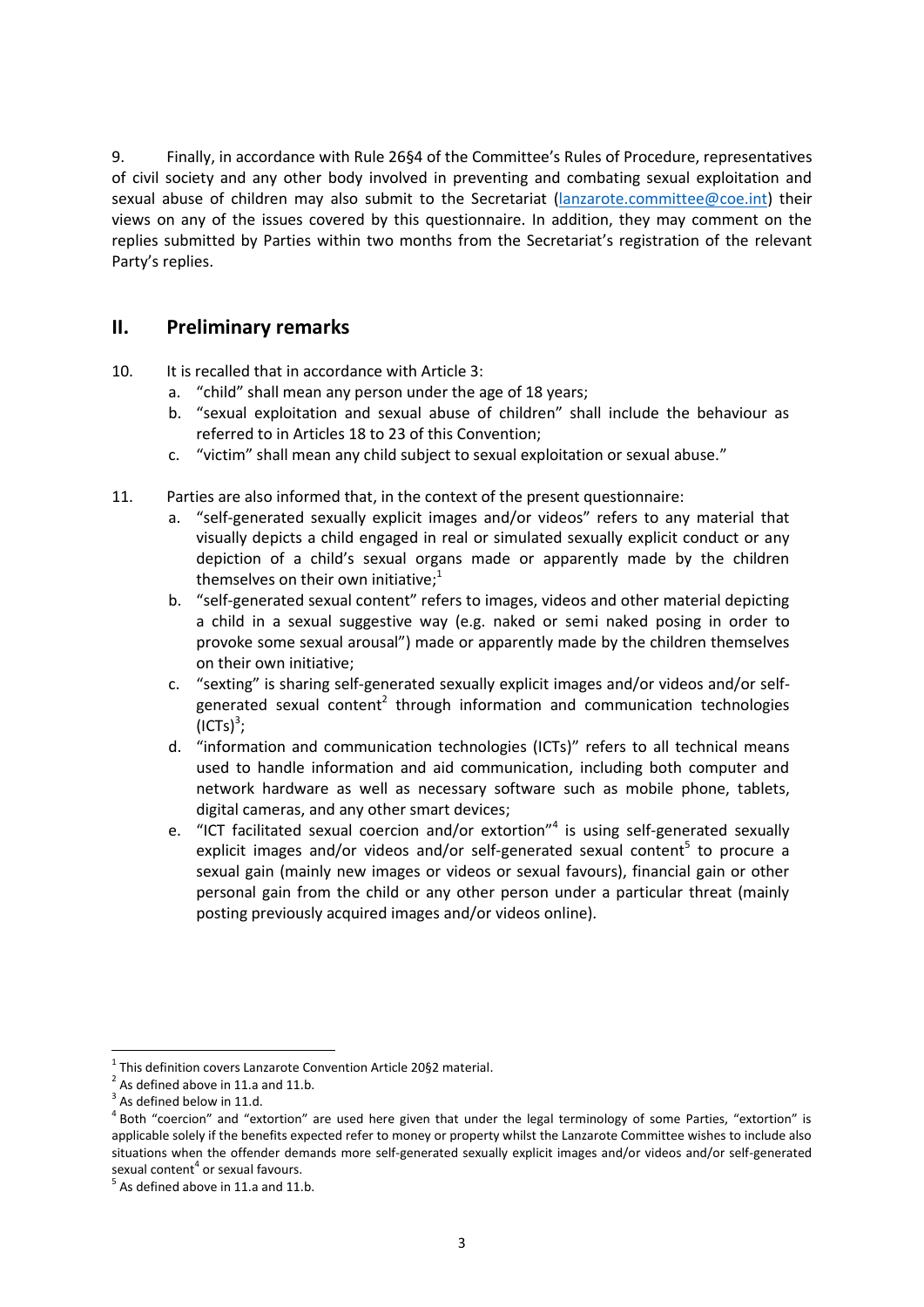9. Finally, in accordance with Rule 26§4 of the Committee's Rules of Procedure, representatives of civil society and any other body involved in preventing and combating sexual exploitation and sexual abuse of children may also submit to the Secretariat (lanzarote.committee@coe.int) their views on any of the issues covered by this questionnaire. In addition, they may comment on the replies submitted by Parties within two months from the Secretariat's registration of the relevant Party's replies.

## II. Preliminary remarks

10. It is recalled that in accordance with Article 3:
    a. "child" shall mean any person under the age of 18 years;
    b. "sexual exploitation and sexual abuse of children" shall include the behaviour as referred to in Articles 18 to 23 of this Convention;
    c. "victim" shall mean any child subject to sexual exploitation or sexual abuse."

11. Parties are also informed that, in the context of the present questionnaire:
    a. "self-generated sexually explicit images and/or videos" refers to any material that visually depicts a child engaged in real or simulated sexually explicit conduct or any depiction of a child's sexual organs made or apparently made by the children themselves on their own initiative;[1]
    b. "self-generated sexual content" refers to images, videos and other material depicting a child in a sexual suggestive way (e.g. naked or semi naked posing in order to provoke some sexual arousal") made or apparently made by the children themselves on their own initiative;
    c. "sexting" is sharing self-generated sexually explicit images and/or videos and/or self-generated sexual content[2] through information and communication technologies (ICTs)[3];
    d. "information and communication technologies (ICTs)" refers to all technical means used to handle information and aid communication, including both computer and network hardware as well as necessary software such as mobile phone, tablets, digital cameras, and any other smart devices;
    e. "ICT facilitated sexual coercion and/or extortion"[4] is using self-generated sexually explicit images and/or videos and/or self-generated sexual content[5] to procure a sexual gain (mainly new images or videos or sexual favours), financial gain or other personal gain from the child or any other person under a particular threat (mainly posting previously acquired images and/or videos online).

---

[1] This definition covers Lanzarote Convention Article 20§2 material.

[2] As defined above in 11.a and 11.b.

[3] As defined below in 11.d.

[4] Both "coercion" and "extortion" are used here given that under the legal terminology of some Parties, "extortion" is applicable solely if the benefits expected refer to money or property whilst the Lanzarote Committee wishes to include also situations when the offender demands more self-generated sexually explicit images and/or videos and/or self-generated sexual content[4] or sexual favours.

[5] As defined above in 11.a and 11.b.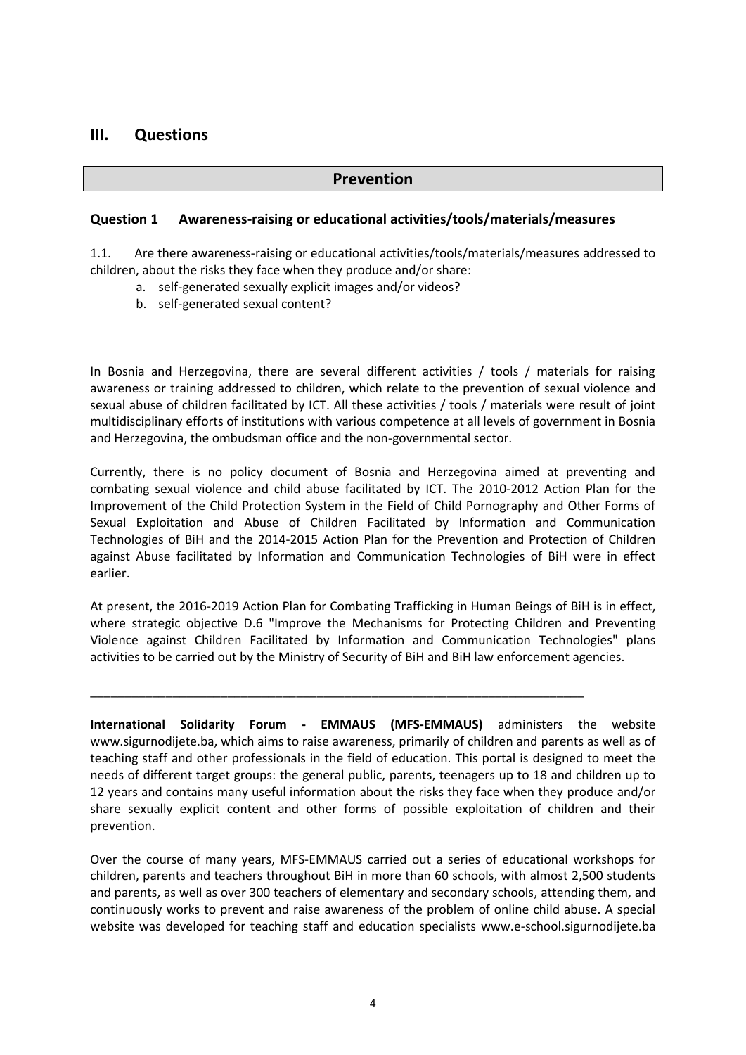## III. Questions

### Prevention

#### Question 1 Awareness-raising or educational activities/tools/materials/measures

1.1. Are there awareness-raising or educational activities/tools/materials/measures addressed to children, about the risks they face when they produce and/or share:

a. self-generated sexually explicit images and/or videos?
b. self-generated sexual content?

In Bosnia and Herzegovina, there are several different activities / tools / materials for raising awareness or training addressed to children, which relate to the prevention of sexual violence and sexual abuse of children facilitated by ICT. All these activities / tools / materials were result of joint multidisciplinary efforts of institutions with various competence at all levels of government in Bosnia and Herzegovina, the ombudsman office and the non-governmental sector.

Currently, there is no policy document of Bosnia and Herzegovina aimed at preventing and combating sexual violence and child abuse facilitated by ICT. The 2010-2012 Action Plan for the Improvement of the Child Protection System in the Field of Child Pornography and Other Forms of Sexual Exploitation and Abuse of Children Facilitated by Information and Communication Technologies of BiH and the 2014-2015 Action Plan for the Prevention and Protection of Children against Abuse facilitated by Information and Communication Technologies of BiH were in effect earlier.

At present, the 2016-2019 Action Plan for Combating Trafficking in Human Beings of BiH is in effect, where strategic objective D.6 "Improve the Mechanisms for Protecting Children and Preventing Violence against Children Facilitated by Information and Communication Technologies" plans activities to be carried out by the Ministry of Security of BiH and BiH law enforcement agencies.

---

**International Solidarity Forum - EMMAUS (MFS-EMMAUS)** administers the website www.sigurnodijete.ba, which aims to raise awareness, primarily of children and parents as well as of teaching staff and other professionals in the field of education. This portal is designed to meet the needs of different target groups: the general public, parents, teenagers up to 18 and children up to 12 years and contains many useful information about the risks they face when they produce and/or share sexually explicit content and other forms of possible exploitation of children and their prevention.

Over the course of many years, MFS-EMMAUS carried out a series of educational workshops for children, parents and teachers throughout BiH in more than 60 schools, with almost 2,500 students and parents, as well as over 300 teachers of elementary and secondary schools, attending them, and continuously works to prevent and raise awareness of the problem of online child abuse. A special website was developed for teaching staff and education specialists www.e-school.sigurnodijete.ba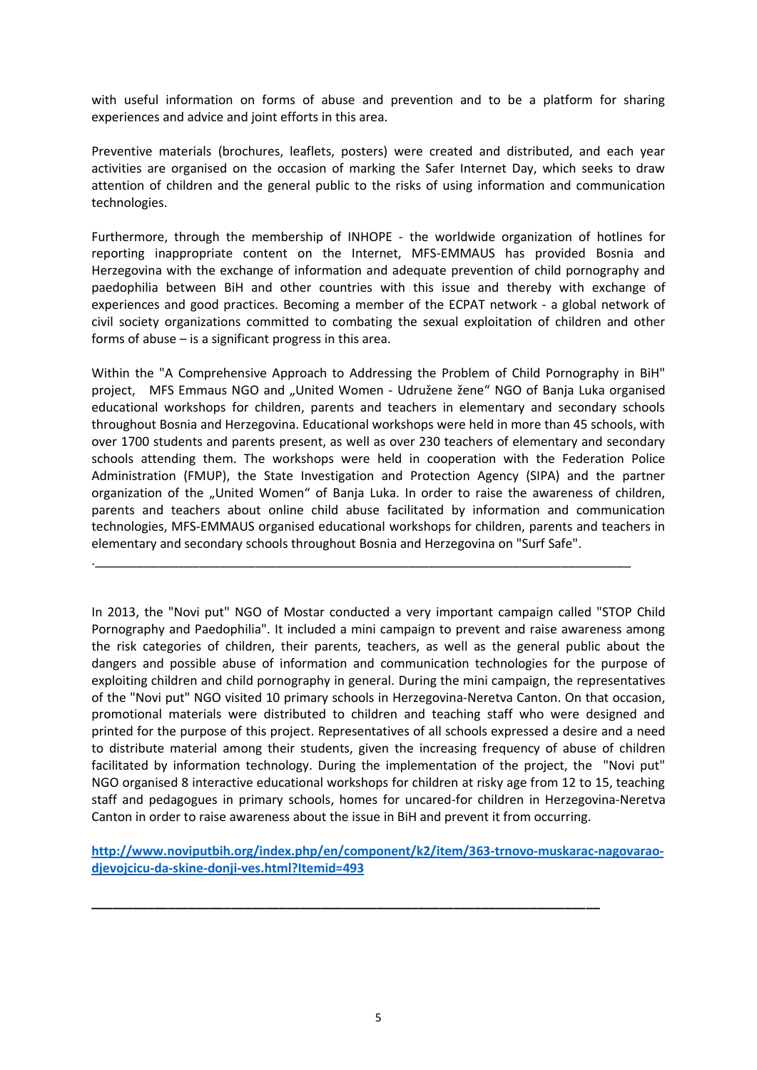with useful information on forms of abuse and prevention and to be a platform for sharing experiences and advice and joint efforts in this area.

Preventive materials (brochures, leaflets, posters) were created and distributed, and each year activities are organised on the occasion of marking the Safer Internet Day, which seeks to draw attention of children and the general public to the risks of using information and communication technologies.

Furthermore, through the membership of INHOPE - the worldwide organization of hotlines for reporting inappropriate content on the Internet, MFS-EMMAUS has provided Bosnia and Herzegovina with the exchange of information and adequate prevention of child pornography and paedophilia between BiH and other countries with this issue and thereby with exchange of experiences and good practices. Becoming a member of the ECPAT network - a global network of civil society organizations committed to combating the sexual exploitation of children and other forms of abuse – is a significant progress in this area.

Within the "A Comprehensive Approach to Addressing the Problem of Child Pornography in BiH" project, MFS Emmaus NGO and „United Women - Udružene žene“ NGO of Banja Luka organised educational workshops for children, parents and teachers in elementary and secondary schools throughout Bosnia and Herzegovina. Educational workshops were held in more than 45 schools, with over 1700 students and parents present, as well as over 230 teachers of elementary and secondary schools attending them. The workshops were held in cooperation with the Federation Police Administration (FMUP), the State Investigation and Protection Agency (SIPA) and the partner organization of the „United Women“ of Banja Luka. In order to raise the awareness of children, parents and teachers about online child abuse facilitated by information and communication technologies, MFS-EMMAUS organised educational workshops for children, parents and teachers in elementary and secondary schools throughout Bosnia and Herzegovina on "Surf Safe".

.______________________________________________________________________________

In 2013, the "Novi put" NGO of Mostar conducted a very important campaign called "STOP Child Pornography and Paedophilia". It included a mini campaign to prevent and raise awareness among the risk categories of children, their parents, teachers, as well as the general public about the dangers and possible abuse of information and communication technologies for the purpose of exploiting children and child pornography in general. During the mini campaign, the representatives of the "Novi put" NGO visited 10 primary schools in Herzegovina-Neretva Canton. On that occasion, promotional materials were distributed to children and teaching staff who were designed and printed for the purpose of this project. Representatives of all schools expressed a desire and a need to distribute material among their students, given the increasing frequency of abuse of children facilitated by information technology. During the implementation of the project, the "Novi put" NGO organised 8 interactive educational workshops for children at risky age from 12 to 15, teaching staff and pedagogues in primary schools, homes for uncared-for children in Herzegovina-Neretva Canton in order to raise awareness about the issue in BiH and prevent it from occurring.

[http://www.noviputbih.org/index.php/en/component/k2/item/363-trnovo-muskarac-nagovarao-djevojcicu-da-skine-donji-ves.html?Itemid=493](http://www.noviputbih.org/index.php/en/component/k2/item/363-trnovo-muskarac-nagovarao-djevojcicu-da-skine-donji-ves.html?Itemid=493)

______________________________________________________________________________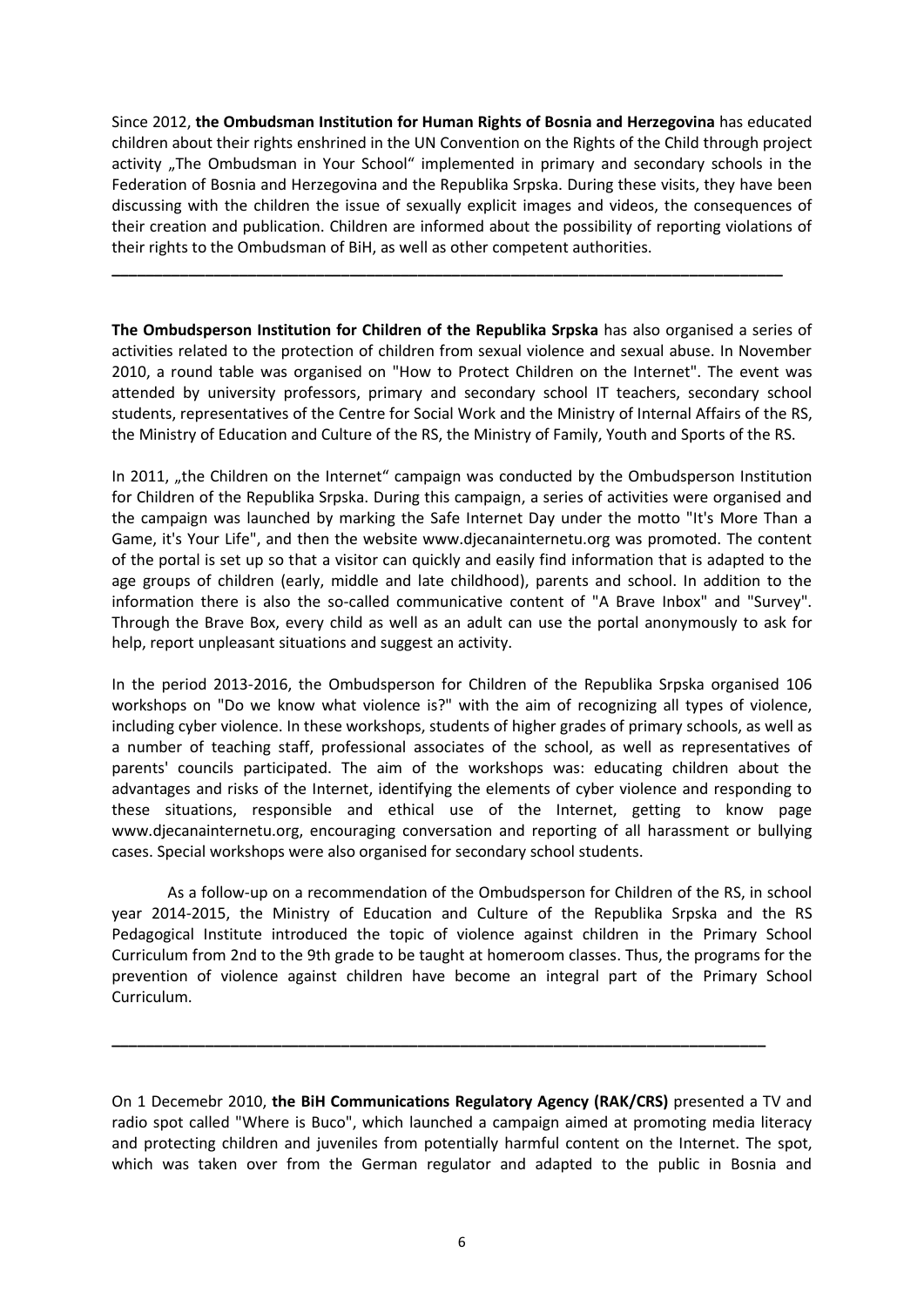Since 2012, **the Ombudsman Institution for Human Rights of Bosnia and Herzegovina** has educated children about their rights enshrined in the UN Convention on the Rights of the Child through project activity „The Ombudsman in Your School" implemented in primary and secondary schools in the Federation of Bosnia and Herzegovina and the Republika Srpska. During these visits, they have been discussing with the children the issue of sexually explicit images and videos, the consequences of their creation and publication. Children are informed about the possibility of reporting violations of their rights to the Ombudsman of BiH, as well as other competent authorities.

---

**The Ombudsperson Institution for Children of the Republika Srpska** has also organised a series of activities related to the protection of children from sexual violence and sexual abuse. In November 2010, a round table was organised on "How to Protect Children on the Internet". The event was attended by university professors, primary and secondary school IT teachers, secondary school students, representatives of the Centre for Social Work and the Ministry of Internal Affairs of the RS, the Ministry of Education and Culture of the RS, the Ministry of Family, Youth and Sports of the RS.

In 2011, „the Children on the Internet" campaign was conducted by the Ombudsperson Institution for Children of the Republika Srpska. During this campaign, a series of activities were organised and the campaign was launched by marking the Safe Internet Day under the motto "It's More Than a Game, it's Your Life", and then the website www.djecanainternetu.org was promoted. The content of the portal is set up so that a visitor can quickly and easily find information that is adapted to the age groups of children (early, middle and late childhood), parents and school. In addition to the information there is also the so-called communicative content of "A Brave Inbox" and "Survey". Through the Brave Box, every child as well as an adult can use the portal anonymously to ask for help, report unpleasant situations and suggest an activity.

In the period 2013-2016, the Ombudsperson for Children of the Republika Srpska organised 106 workshops on "Do we know what violence is?" with the aim of recognizing all types of violence, including cyber violence. In these workshops, students of higher grades of primary schools, as well as a number of teaching staff, professional associates of the school, as well as representatives of parents' councils participated. The aim of the workshops was: educating children about the advantages and risks of the Internet, identifying the elements of cyber violence and responding to these situations, responsible and ethical use of the Internet, getting to know page www.djecanainternetu.org, encouraging conversation and reporting of all harassment or bullying cases. Special workshops were also organised for secondary school students.

As a follow-up on a recommendation of the Ombudsperson for Children of the RS, in school year 2014-2015, the Ministry of Education and Culture of the Republika Srpska and the RS Pedagogical Institute introduced the topic of violence against children in the Primary School Curriculum from 2nd to the 9th grade to be taught at homeroom classes. Thus, the programs for the prevention of violence against children have become an integral part of the Primary School Curriculum.

---

On 1 Decemebr 2010, **the BiH Communications Regulatory Agency (RAK/CRS)** presented a TV and radio spot called "Where is Buco", which launched a campaign aimed at promoting media literacy and protecting children and juveniles from potentially harmful content on the Internet. The spot, which was taken over from the German regulator and adapted to the public in Bosnia and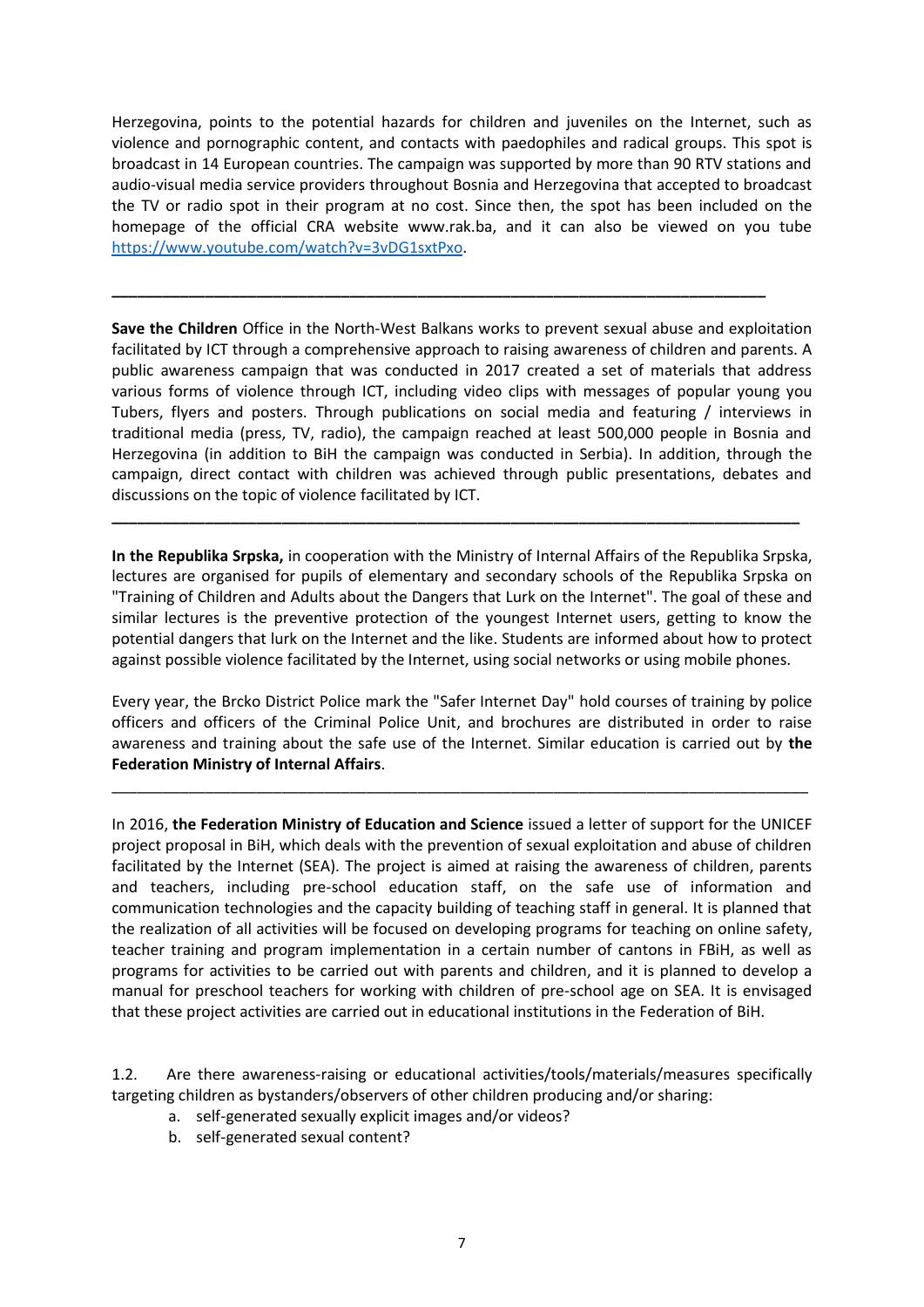Herzegovina, points to the potential hazards for children and juveniles on the Internet, such as violence and pornographic content, and contacts with paedophiles and radical groups. This spot is broadcast in 14 European countries. The campaign was supported by more than 90 RTV stations and audio-visual media service providers throughout Bosnia and Herzegovina that accepted to broadcast the TV or radio spot in their program at no cost. Since then, the spot has been included on the homepage of the official CRA website www.rak.ba, and it can also be viewed on you tube https://www.youtube.com/watch?v=3vDG1sxtPxo.

---

**Save the Children** Office in the North-West Balkans works to prevent sexual abuse and exploitation facilitated by ICT through a comprehensive approach to raising awareness of children and parents. A public awareness campaign that was conducted in 2017 created a set of materials that address various forms of violence through ICT, including video clips with messages of popular young you Tubers, flyers and posters. Through publications on social media and featuring / interviews in traditional media (press, TV, radio), the campaign reached at least 500,000 people in Bosnia and Herzegovina (in addition to BiH the campaign was conducted in Serbia). In addition, through the campaign, direct contact with children was achieved through public presentations, debates and discussions on the topic of violence facilitated by ICT.

---

**In the Republika Srpska,** in cooperation with the Ministry of Internal Affairs of the Republika Srpska, lectures are organised for pupils of elementary and secondary schools of the Republika Srpska on "Training of Children and Adults about the Dangers that Lurk on the Internet". The goal of these and similar lectures is the preventive protection of the youngest Internet users, getting to know the potential dangers that lurk on the Internet and the like. Students are informed about how to protect against possible violence facilitated by the Internet, using social networks or using mobile phones.

Every year, the Brcko District Police mark the "Safer Internet Day" hold courses of training by police officers and officers of the Criminal Police Unit, and brochures are distributed in order to raise awareness and training about the safe use of the Internet. Similar education is carried out by **the Federation Ministry of Internal Affairs**.

---

In 2016, **the Federation Ministry of Education and Science** issued a letter of support for the UNICEF project proposal in BiH, which deals with the prevention of sexual exploitation and abuse of children facilitated by the Internet (SEA). The project is aimed at raising the awareness of children, parents and teachers, including pre-school education staff, on the safe use of information and communication technologies and the capacity building of teaching staff in general. It is planned that the realization of all activities will be focused on developing programs for teaching on online safety, teacher training and program implementation in a certain number of cantons in FBiH, as well as programs for activities to be carried out with parents and children, and it is planned to develop a manual for preschool teachers for working with children of pre-school age on SEA. It is envisaged that these project activities are carried out in educational institutions in the Federation of BiH.

1.2. Are there awareness-raising or educational activities/tools/materials/measures specifically targeting children as bystanders/observers of other children producing and/or sharing:

a. self-generated sexually explicit images and/or videos?
b. self-generated sexual content?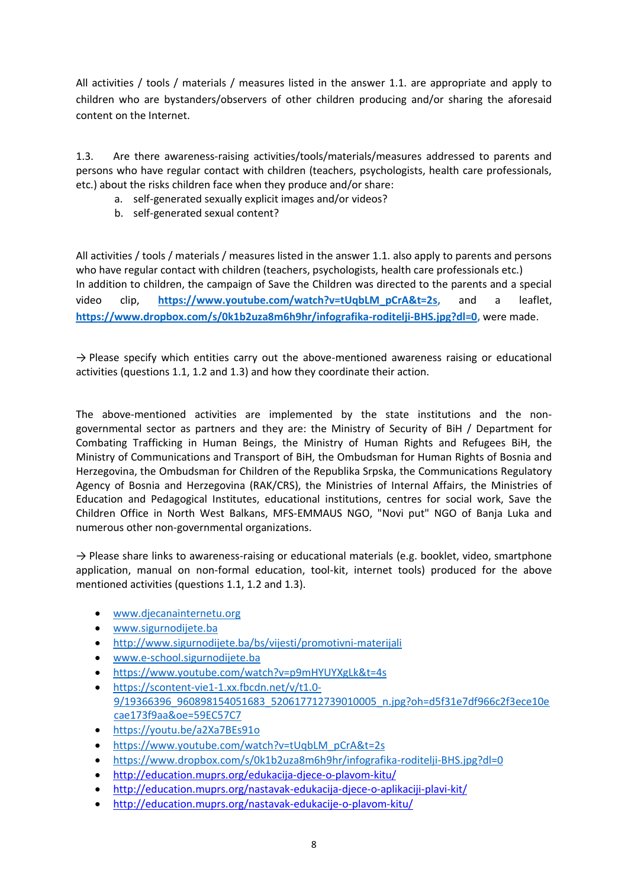All activities / tools / materials / measures listed in the answer 1.1. are appropriate and apply to children who are bystanders/observers of other children producing and/or sharing the aforesaid content on the Internet.

1.3. Are there awareness-raising activities/tools/materials/measures addressed to parents and persons who have regular contact with children (teachers, psychologists, health care professionals, etc.) about the risks children face when they produce and/or share:

   a. self-generated sexually explicit images and/or videos?
   b. self-generated sexual content?

All activities / tools / materials / measures listed in the answer 1.1. also apply to parents and persons who have regular contact with children (teachers, psychologists, health care professionals etc.)
In addition to children, the campaign of Save the Children was directed to the parents and a special video clip, **https://www.youtube.com/watch?v=tUqbLM_pCrA&t=2s,** and a leaflet, **https://www.dropbox.com/s/0k1b2uza8m6h9hr/infografika-roditelji-BHS.jpg?dl=0**, were made.

→ Please specify which entities carry out the above-mentioned awareness raising or educational activities (questions 1.1, 1.2 and 1.3) and how they coordinate their action.

The above-mentioned activities are implemented by the state institutions and the non-governmental sector as partners and they are: the Ministry of Security of BiH / Department for Combating Trafficking in Human Beings, the Ministry of Human Rights and Refugees BiH, the Ministry of Communications and Transport of BiH, the Ombudsman for Human Rights of Bosnia and Herzegovina, the Ombudsman for Children of the Republika Srpska, the Communications Regulatory Agency of Bosnia and Herzegovina (RAK/CRS), the Ministries of Internal Affairs, the Ministries of Education and Pedagogical Institutes, educational institutions, centres for social work, Save the Children Office in North West Balkans, MFS-EMMAUS NGO, "Novi put" NGO of Banja Luka and numerous other non-governmental organizations.

→ Please share links to awareness-raising or educational materials (e.g. booklet, video, smartphone application, manual on non-formal education, tool-kit, internet tools) produced for the above mentioned activities (questions 1.1, 1.2 and 1.3).

- www.djecanainternetu.org
- www.sigurnodijete.ba
- http://www.sigurnodijete.ba/bs/vijesti/promotivni-materijali
- www.e-school.sigurnodijete.ba
- https://www.youtube.com/watch?v=p9mHYUYXgLk&t=4s
- https://scontent-vie1-1.xx.fbcdn.net/v/t1.0-9/19366396_960898154051683_520617712739010005_n.jpg?oh=d5f31e7df966c2f3ece10ecae173f9aa&oe=59EC57C7
- https://youtu.be/a2Xa7BEs91o
- https://www.youtube.com/watch?v=tUqbLM_pCrA&t=2s
- https://www.dropbox.com/s/0k1b2uza8m6h9hr/infografika-roditelji-BHS.jpg?dl=0
- http://education.muprs.org/edukacija-djece-o-plavom-kitu/
- http://education.muprs.org/nastavak-edukacija-djece-o-aplikaciji-plavi-kit/
- http://education.muprs.org/nastavak-edukacije-o-plavom-kitu/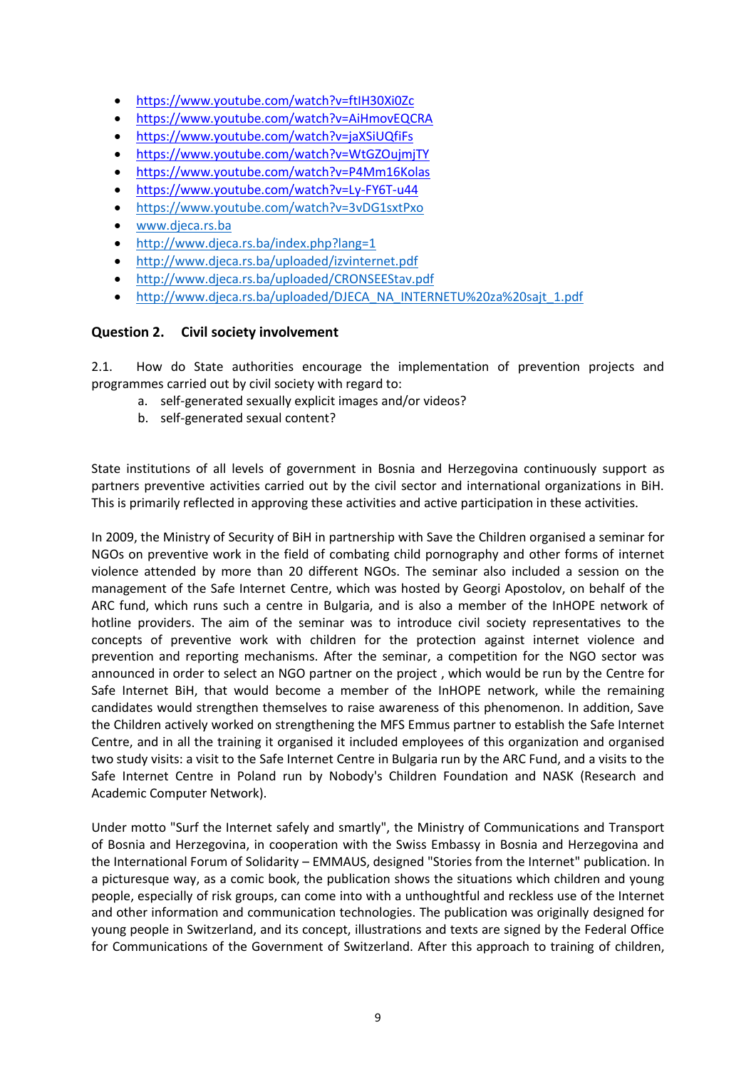- https://www.youtube.com/watch?v=ftIH30Xi0Zc
- https://www.youtube.com/watch?v=AiHmovEQCRA
- https://www.youtube.com/watch?v=jaXSiUQfiFs
- https://www.youtube.com/watch?v=WtGZOujmjTY
- https://www.youtube.com/watch?v=P4Mm16Kolas
- https://www.youtube.com/watch?v=Ly-FY6T-u44
- https://www.youtube.com/watch?v=3vDG1sxtPxo
- www.djeca.rs.ba
- http://www.djeca.rs.ba/index.php?lang=1
- http://www.djeca.rs.ba/uploaded/izvinternet.pdf
- http://www.djeca.rs.ba/uploaded/CRONSEEStav.pdf
- http://www.djeca.rs.ba/uploaded/DJECA_NA_INTERNETU%20za%20sajt_1.pdf

## Question 2. Civil society involvement

2.1. How do State authorities encourage the implementation of prevention projects and programmes carried out by civil society with regard to:

a. self-generated sexually explicit images and/or videos?
b. self-generated sexual content?

State institutions of all levels of government in Bosnia and Herzegovina continuously support as partners preventive activities carried out by the civil sector and international organizations in BiH. This is primarily reflected in approving these activities and active participation in these activities.

In 2009, the Ministry of Security of BiH in partnership with Save the Children organised a seminar for NGOs on preventive work in the field of combating child pornography and other forms of internet violence attended by more than 20 different NGOs. The seminar also included a session on the management of the Safe Internet Centre, which was hosted by Georgi Apostolov, on behalf of the ARC fund, which runs such a centre in Bulgaria, and is also a member of the InHOPE network of hotline providers. The aim of the seminar was to introduce civil society representatives to the concepts of preventive work with children for the protection against internet violence and prevention and reporting mechanisms. After the seminar, a competition for the NGO sector was announced in order to select an NGO partner on the project , which would be run by the Centre for Safe Internet BiH, that would become a member of the InHOPE network, while the remaining candidates would strengthen themselves to raise awareness of this phenomenon. In addition, Save the Children actively worked on strengthening the MFS Emmus partner to establish the Safe Internet Centre, and in all the training it organised it included employees of this organization and organised two study visits: a visit to the Safe Internet Centre in Bulgaria run by the ARC Fund, and a visits to the Safe Internet Centre in Poland run by Nobody's Children Foundation and NASK (Research and Academic Computer Network).

Under motto "Surf the Internet safely and smartly", the Ministry of Communications and Transport of Bosnia and Herzegovina, in cooperation with the Swiss Embassy in Bosnia and Herzegovina and the International Forum of Solidarity – EMMAUS, designed "Stories from the Internet" publication. In a picturesque way, as a comic book, the publication shows the situations which children and young people, especially of risk groups, can come into with a unthoughtful and reckless use of the Internet and other information and communication technologies. The publication was originally designed for young people in Switzerland, and its concept, illustrations and texts are signed by the Federal Office for Communications of the Government of Switzerland. After this approach to training of children,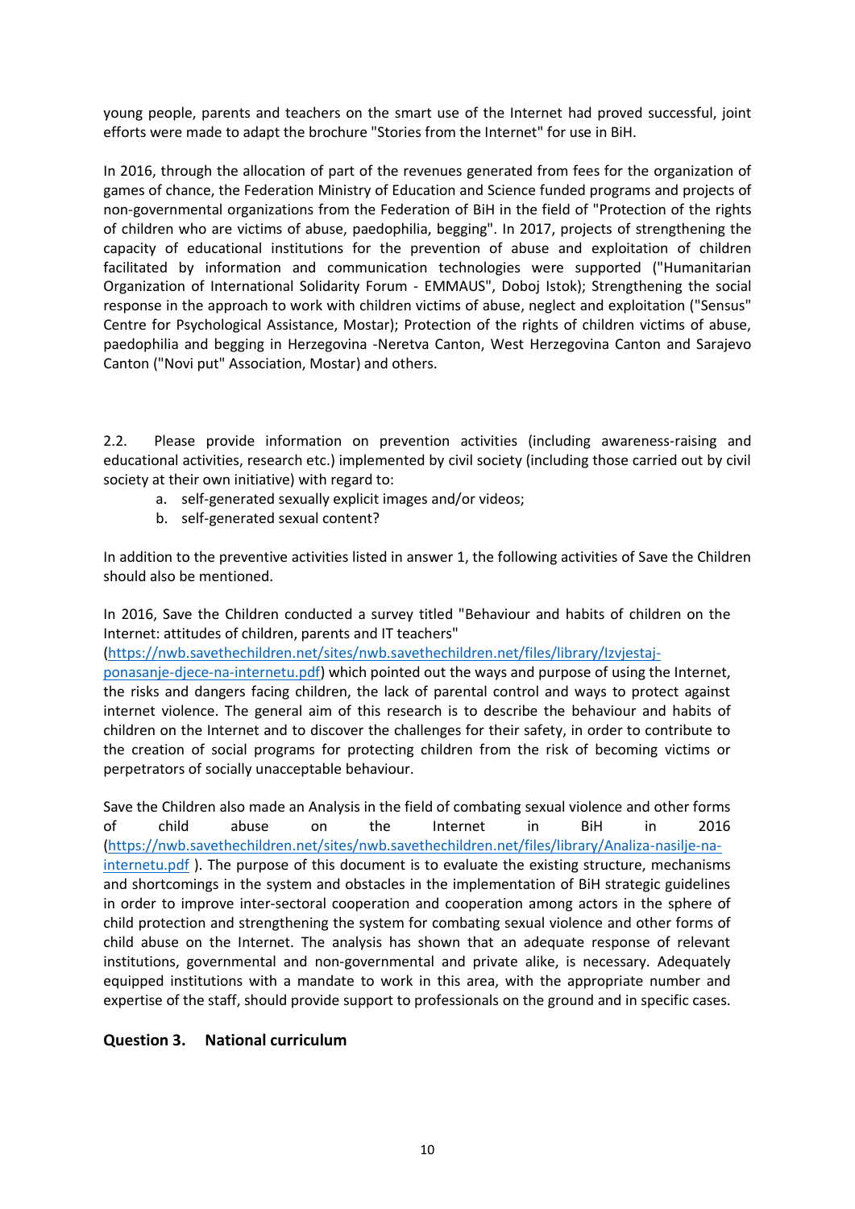young people, parents and teachers on the smart use of the Internet had proved successful, joint efforts were made to adapt the brochure "Stories from the Internet" for use in BiH.

In 2016, through the allocation of part of the revenues generated from fees for the organization of games of chance, the Federation Ministry of Education and Science funded programs and projects of non-governmental organizations from the Federation of BiH in the field of "Protection of the rights of children who are victims of abuse, paedophilia, begging". In 2017, projects of strengthening the capacity of educational institutions for the prevention of abuse and exploitation of children facilitated by information and communication technologies were supported ("Humanitarian Organization of International Solidarity Forum - EMMAUS", Doboj Istok); Strengthening the social response in the approach to work with children victims of abuse, neglect and exploitation ("Sensus" Centre for Psychological Assistance, Mostar); Protection of the rights of children victims of abuse, paedophilia and begging in Herzegovina -Neretva Canton, West Herzegovina Canton and Sarajevo Canton ("Novi put" Association, Mostar) and others.

2.2. Please provide information on prevention activities (including awareness-raising and educational activities, research etc.) implemented by civil society (including those carried out by civil society at their own initiative) with regard to:

a. self-generated sexually explicit images and/or videos;
b. self-generated sexual content?

In addition to the preventive activities listed in answer 1, the following activities of Save the Children should also be mentioned.

In 2016, Save the Children conducted a survey titled "Behaviour and habits of children on the Internet: attitudes of children, parents and IT teachers" (https://nwb.savethechildren.net/sites/nwb.savethechildren.net/files/library/Izvjestaj-ponasanje-djece-na-internetu.pdf) which pointed out the ways and purpose of using the Internet, the risks and dangers facing children, the lack of parental control and ways to protect against internet violence. The general aim of this research is to describe the behaviour and habits of children on the Internet and to discover the challenges for their safety, in order to contribute to the creation of social programs for protecting children from the risk of becoming victims or perpetrators of socially unacceptable behaviour.

Save the Children also made an Analysis in the field of combating sexual violence and other forms of child abuse on the Internet in BiH in 2016 (https://nwb.savethechildren.net/sites/nwb.savethechildren.net/files/library/Analiza-nasilje-na-internetu.pdf ). The purpose of this document is to evaluate the existing structure, mechanisms and shortcomings in the system and obstacles in the implementation of BiH strategic guidelines in order to improve inter-sectoral cooperation and cooperation among actors in the sphere of child protection and strengthening the system for combating sexual violence and other forms of child abuse on the Internet. The analysis has shown that an adequate response of relevant institutions, governmental and non-governmental and private alike, is necessary. Adequately equipped institutions with a mandate to work in this area, with the appropriate number and expertise of the staff, should provide support to professionals on the ground and in specific cases.

## Question 3. National curriculum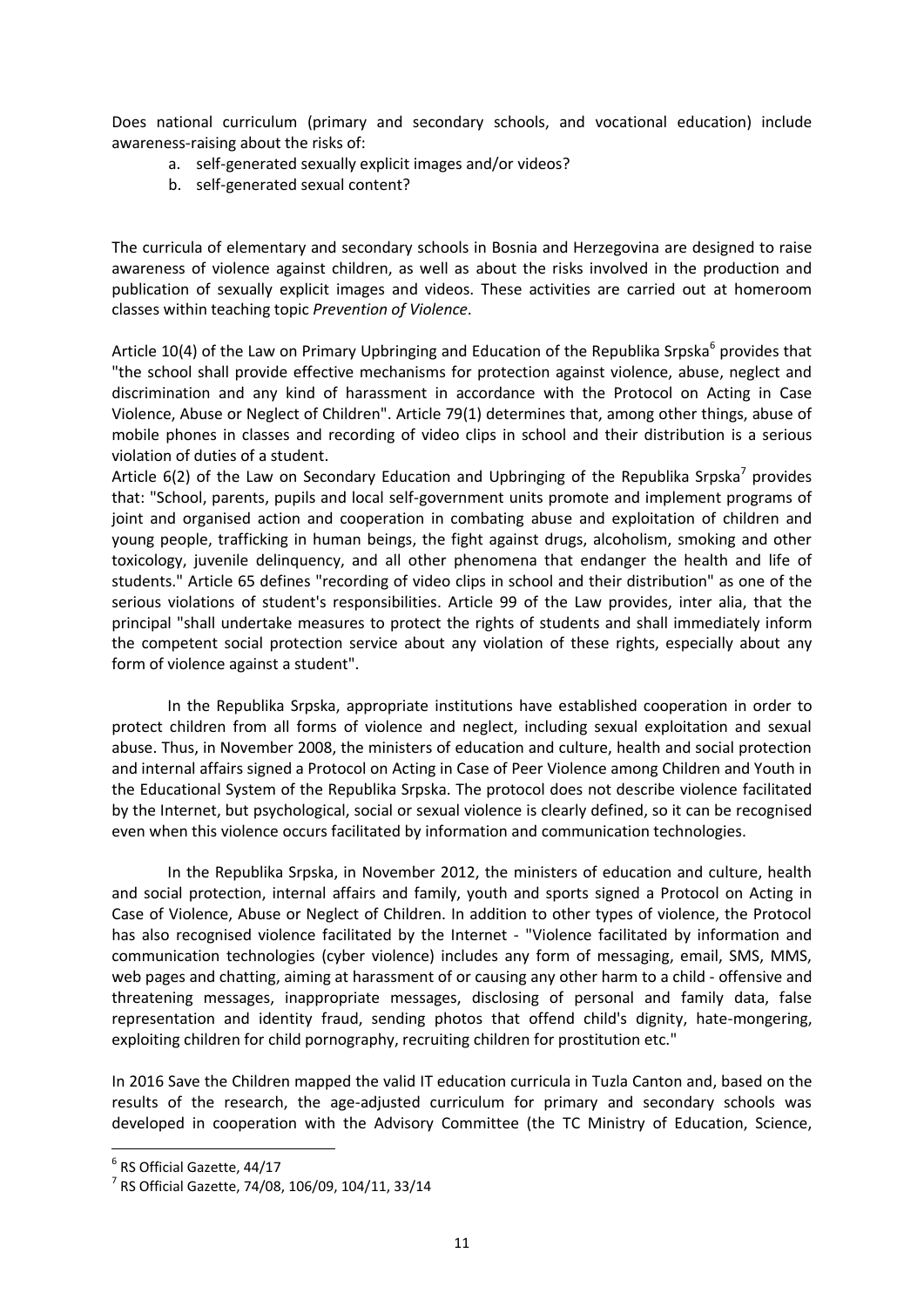Does national curriculum (primary and secondary schools, and vocational education) include awareness-raising about the risks of:

a. self-generated sexually explicit images and/or videos?
b. self-generated sexual content?

The curricula of elementary and secondary schools in Bosnia and Herzegovina are designed to raise awareness of violence against children, as well as about the risks involved in the production and publication of sexually explicit images and videos. These activities are carried out at homeroom classes within teaching topic *Prevention of Violence*.

Article 10(4) of the Law on Primary Upbringing and Education of the Republika Srpska[6] provides that "the school shall provide effective mechanisms for protection against violence, abuse, neglect and discrimination and any kind of harassment in accordance with the Protocol on Acting in Case Violence, Abuse or Neglect of Children". Article 79(1) determines that, among other things, abuse of mobile phones in classes and recording of video clips in school and their distribution is a serious violation of duties of a student.

Article 6(2) of the Law on Secondary Education and Upbringing of the Republika Srpska[7] provides that: "School, parents, pupils and local self-government units promote and implement programs of joint and organised action and cooperation in combating abuse and exploitation of children and young people, trafficking in human beings, the fight against drugs, alcoholism, smoking and other toxicology, juvenile delinquency, and all other phenomena that endanger the health and life of students." Article 65 defines "recording of video clips in school and their distribution" as one of the serious violations of student's responsibilities. Article 99 of the Law provides, inter alia, that the principal "shall undertake measures to protect the rights of students and shall immediately inform the competent social protection service about any violation of these rights, especially about any form of violence against a student".

In the Republika Srpska, appropriate institutions have established cooperation in order to protect children from all forms of violence and neglect, including sexual exploitation and sexual abuse. Thus, in November 2008, the ministers of education and culture, health and social protection and internal affairs signed a Protocol on Acting in Case of Peer Violence among Children and Youth in the Educational System of the Republika Srpska. The protocol does not describe violence facilitated by the Internet, but psychological, social or sexual violence is clearly defined, so it can be recognised even when this violence occurs facilitated by information and communication technologies.

In the Republika Srpska, in November 2012, the ministers of education and culture, health and social protection, internal affairs and family, youth and sports signed a Protocol on Acting in Case of Violence, Abuse or Neglect of Children. In addition to other types of violence, the Protocol has also recognised violence facilitated by the Internet - "Violence facilitated by information and communication technologies (cyber violence) includes any form of messaging, email, SMS, MMS, web pages and chatting, aiming at harassment of or causing any other harm to a child - offensive and threatening messages, inappropriate messages, disclosing of personal and family data, false representation and identity fraud, sending photos that offend child's dignity, hate-mongering, exploiting children for child pornography, recruiting children for prostitution etc."

In 2016 Save the Children mapped the valid IT education curricula in Tuzla Canton and, based on the results of the research, the age-adjusted curriculum for primary and secondary schools was developed in cooperation with the Advisory Committee (the TC Ministry of Education, Science,

[6] RS Official Gazette, 44/17

[7] RS Official Gazette, 74/08, 106/09, 104/11, 33/14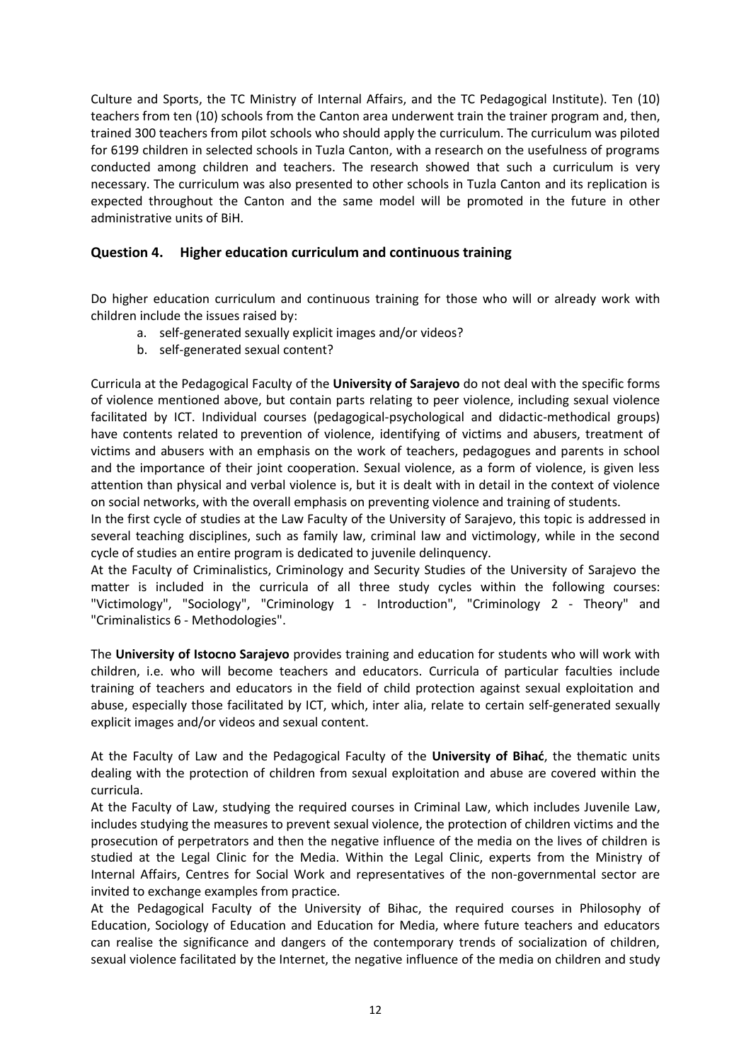Culture and Sports, the TC Ministry of Internal Affairs, and the TC Pedagogical Institute). Ten (10) teachers from ten (10) schools from the Canton area underwent train the trainer program and, then, trained 300 teachers from pilot schools who should apply the curriculum. The curriculum was piloted for 6199 children in selected schools in Tuzla Canton, with a research on the usefulness of programs conducted among children and teachers. The research showed that such a curriculum is very necessary. The curriculum was also presented to other schools in Tuzla Canton and its replication is expected throughout the Canton and the same model will be promoted in the future in other administrative units of BiH.

## Question 4. Higher education curriculum and continuous training

Do higher education curriculum and continuous training for those who will or already work with children include the issues raised by:

a. self-generated sexually explicit images and/or videos?
b. self-generated sexual content?

Curricula at the Pedagogical Faculty of the **University of Sarajevo** do not deal with the specific forms of violence mentioned above, but contain parts relating to peer violence, including sexual violence facilitated by ICT. Individual courses (pedagogical-psychological and didactic-methodical groups) have contents related to prevention of violence, identifying of victims and abusers, treatment of victims and abusers with an emphasis on the work of teachers, pedagogues and parents in school and the importance of their joint cooperation. Sexual violence, as a form of violence, is given less attention than physical and verbal violence is, but it is dealt with in detail in the context of violence on social networks, with the overall emphasis on preventing violence and training of students.
In the first cycle of studies at the Law Faculty of the University of Sarajevo, this topic is addressed in several teaching disciplines, such as family law, criminal law and victimology, while in the second cycle of studies an entire program is dedicated to juvenile delinquency.
At the Faculty of Criminalistics, Criminology and Security Studies of the University of Sarajevo the matter is included in the curricula of all three study cycles within the following courses: "Victimology", "Sociology", "Criminology 1 - Introduction", "Criminology 2 - Theory" and "Criminalistics 6 - Methodologies".

The **University of Istocno Sarajevo** provides training and education for students who will work with children, i.e. who will become teachers and educators. Curricula of particular faculties include training of teachers and educators in the field of child protection against sexual exploitation and abuse, especially those facilitated by ICT, which, inter alia, relate to certain self-generated sexually explicit images and/or videos and sexual content.

At the Faculty of Law and the Pedagogical Faculty of the **University of Bihać**, the thematic units dealing with the protection of children from sexual exploitation and abuse are covered within the curricula.
At the Faculty of Law, studying the required courses in Criminal Law, which includes Juvenile Law, includes studying the measures to prevent sexual violence, the protection of children victims and the prosecution of perpetrators and then the negative influence of the media on the lives of children is studied at the Legal Clinic for the Media. Within the Legal Clinic, experts from the Ministry of Internal Affairs, Centres for Social Work and representatives of the non-governmental sector are invited to exchange examples from practice.
At the Pedagogical Faculty of the University of Bihac, the required courses in Philosophy of Education, Sociology of Education and Education for Media, where future teachers and educators can realise the significance and dangers of the contemporary trends of socialization of children, sexual violence facilitated by the Internet, the negative influence of the media on children and study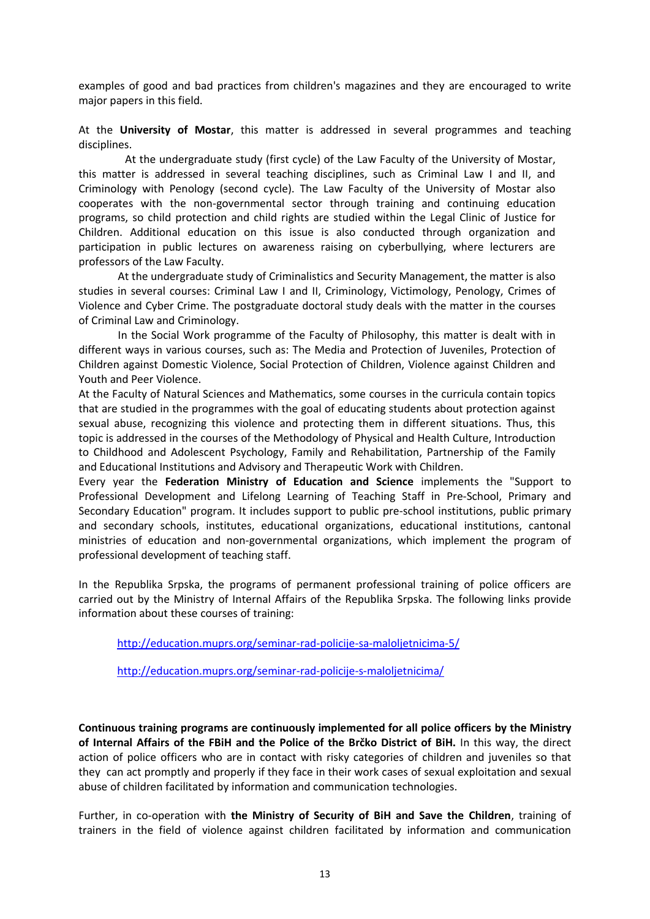examples of good and bad practices from children's magazines and they are encouraged to write major papers in this field.

At the **University of Mostar**, this matter is addressed in several programmes and teaching disciplines.

At the undergraduate study (first cycle) of the Law Faculty of the University of Mostar, this matter is addressed in several teaching disciplines, such as Criminal Law I and II, and Criminology with Penology (second cycle). The Law Faculty of the University of Mostar also cooperates with the non-governmental sector through training and continuing education programs, so child protection and child rights are studied within the Legal Clinic of Justice for Children. Additional education on this issue is also conducted through organization and participation in public lectures on awareness raising on cyberbullying, where lecturers are professors of the Law Faculty.

At the undergraduate study of Criminalistics and Security Management, the matter is also studies in several courses: Criminal Law I and II, Criminology, Victimology, Penology, Crimes of Violence and Cyber Crime. The postgraduate doctoral study deals with the matter in the courses of Criminal Law and Criminology.

In the Social Work programme of the Faculty of Philosophy, this matter is dealt with in different ways in various courses, such as: The Media and Protection of Juveniles, Protection of Children against Domestic Violence, Social Protection of Children, Violence against Children and Youth and Peer Violence.

At the Faculty of Natural Sciences and Mathematics, some courses in the curricula contain topics that are studied in the programmes with the goal of educating students about protection against sexual abuse, recognizing this violence and protecting them in different situations. Thus, this topic is addressed in the courses of the Methodology of Physical and Health Culture, Introduction to Childhood and Adolescent Psychology, Family and Rehabilitation, Partnership of the Family and Educational Institutions and Advisory and Therapeutic Work with Children.

Every year the **Federation Ministry of Education and Science** implements the "Support to Professional Development and Lifelong Learning of Teaching Staff in Pre-School, Primary and Secondary Education" program. It includes support to public pre-school institutions, public primary and secondary schools, institutes, educational organizations, educational institutions, cantonal ministries of education and non-governmental organizations, which implement the program of professional development of teaching staff.

In the Republika Srpska, the programs of permanent professional training of police officers are carried out by the Ministry of Internal Affairs of the Republika Srpska. The following links provide information about these courses of training:

http://education.muprs.org/seminar-rad-policije-sa-maloljetnicima-5/

http://education.muprs.org/seminar-rad-policije-s-maloljetnicima/

**Continuous training programs are continuously implemented for all police officers by the Ministry of Internal Affairs of the FBiH and the Police of the Brčko District of BiH.** In this way, the direct action of police officers who are in contact with risky categories of children and juveniles so that they can act promptly and properly if they face in their work cases of sexual exploitation and sexual abuse of children facilitated by information and communication technologies.

Further, in co-operation with **the Ministry of Security of BiH and Save the Children**, training of trainers in the field of violence against children facilitated by information and communication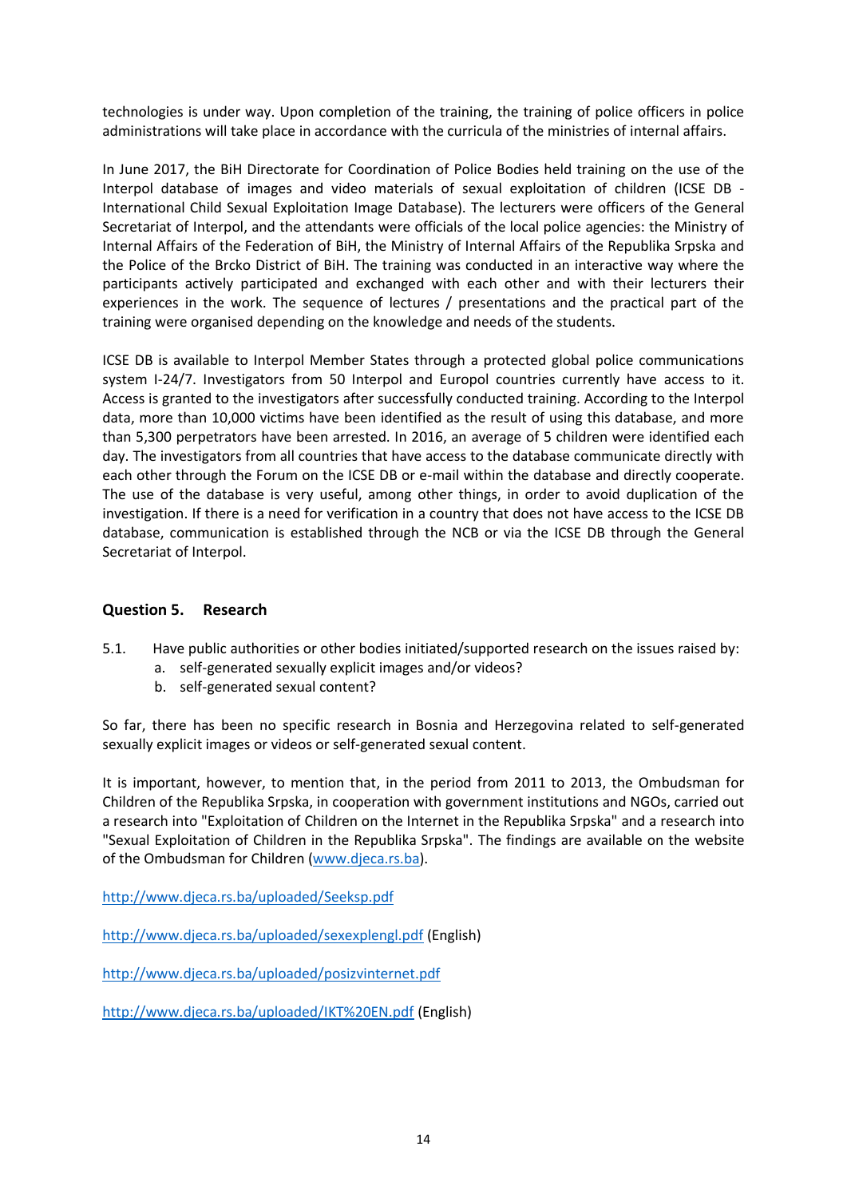technologies is under way. Upon completion of the training, the training of police officers in police administrations will take place in accordance with the curricula of the ministries of internal affairs.

In June 2017, the BiH Directorate for Coordination of Police Bodies held training on the use of the Interpol database of images and video materials of sexual exploitation of children (ICSE DB - International Child Sexual Exploitation Image Database). The lecturers were officers of the General Secretariat of Interpol, and the attendants were officials of the local police agencies: the Ministry of Internal Affairs of the Federation of BiH, the Ministry of Internal Affairs of the Republika Srpska and the Police of the Brcko District of BiH. The training was conducted in an interactive way where the participants actively participated and exchanged with each other and with their lecturers their experiences in the work. The sequence of lectures / presentations and the practical part of the training were organised depending on the knowledge and needs of the students.

ICSE DB is available to Interpol Member States through a protected global police communications system I-24/7. Investigators from 50 Interpol and Europol countries currently have access to it. Access is granted to the investigators after successfully conducted training. According to the Interpol data, more than 10,000 victims have been identified as the result of using this database, and more than 5,300 perpetrators have been arrested. In 2016, an average of 5 children were identified each day. The investigators from all countries that have access to the database communicate directly with each other through the Forum on the ICSE DB or e-mail within the database and directly cooperate. The use of the database is very useful, among other things, in order to avoid duplication of the investigation. If there is a need for verification in a country that does not have access to the ICSE DB database, communication is established through the NCB or via the ICSE DB through the General Secretariat of Interpol.

### Question 5. Research

5.1. Have public authorities or other bodies initiated/supported research on the issues raised by:
   a. self-generated sexually explicit images and/or videos?
   b. self-generated sexual content?

So far, there has been no specific research in Bosnia and Herzegovina related to self-generated sexually explicit images or videos or self-generated sexual content.

It is important, however, to mention that, in the period from 2011 to 2013, the Ombudsman for Children of the Republika Srpska, in cooperation with government institutions and NGOs, carried out a research into "Exploitation of Children on the Internet in the Republika Srpska" and a research into "Sexual Exploitation of Children in the Republika Srpska". The findings are available on the website of the Ombudsman for Children (www.djeca.rs.ba).

http://www.djeca.rs.ba/uploaded/Seeksp.pdf

http://www.djeca.rs.ba/uploaded/sexexplengl.pdf (English)

http://www.djeca.rs.ba/uploaded/posizvinternet.pdf

http://www.djeca.rs.ba/uploaded/IKT%20EN.pdf (English)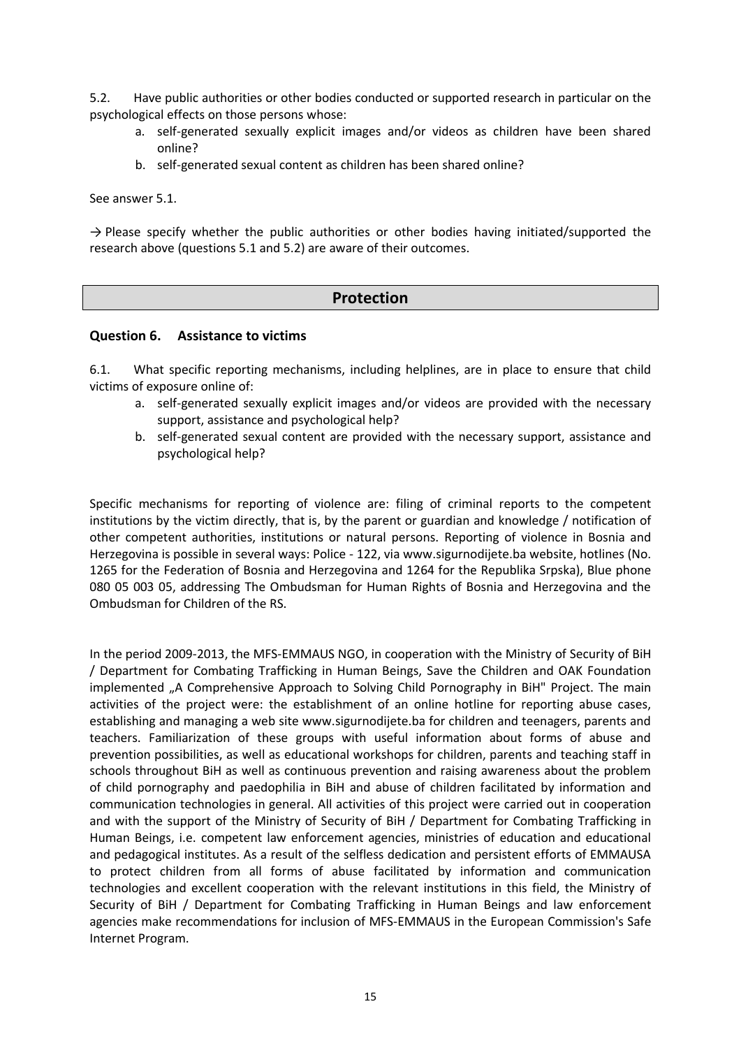5.2. Have public authorities or other bodies conducted or supported research in particular on the psychological effects on those persons whose:

a. self-generated sexually explicit images and/or videos as children have been shared online?
b. self-generated sexual content as children has been shared online?

See answer 5.1.

→ Please specify whether the public authorities or other bodies having initiated/supported the research above (questions 5.1 and 5.2) are aware of their outcomes.

## Protection

### Question 6. Assistance to victims

6.1. What specific reporting mechanisms, including helplines, are in place to ensure that child victims of exposure online of:

a. self-generated sexually explicit images and/or videos are provided with the necessary support, assistance and psychological help?
b. self-generated sexual content are provided with the necessary support, assistance and psychological help?

Specific mechanisms for reporting of violence are: filing of criminal reports to the competent institutions by the victim directly, that is, by the parent or guardian and knowledge / notification of other competent authorities, institutions or natural persons. Reporting of violence in Bosnia and Herzegovina is possible in several ways: Police - 122, via www.sigurnodijete.ba website, hotlines (No. 1265 for the Federation of Bosnia and Herzegovina and 1264 for the Republika Srpska), Blue phone 080 05 003 05, addressing The Ombudsman for Human Rights of Bosnia and Herzegovina and the Ombudsman for Children of the RS.

In the period 2009-2013, the MFS-EMMAUS NGO, in cooperation with the Ministry of Security of BiH / Department for Combating Trafficking in Human Beings, Save the Children and OAK Foundation implemented „A Comprehensive Approach to Solving Child Pornography in BiH" Project. The main activities of the project were: the establishment of an online hotline for reporting abuse cases, establishing and managing a web site www.sigurnodijete.ba for children and teenagers, parents and teachers. Familiarization of these groups with useful information about forms of abuse and prevention possibilities, as well as educational workshops for children, parents and teaching staff in schools throughout BiH as well as continuous prevention and raising awareness about the problem of child pornography and paedophilia in BiH and abuse of children facilitated by information and communication technologies in general. All activities of this project were carried out in cooperation and with the support of the Ministry of Security of BiH / Department for Combating Trafficking in Human Beings, i.e. competent law enforcement agencies, ministries of education and educational and pedagogical institutes. As a result of the selfless dedication and persistent efforts of EMMAUSA to protect children from all forms of abuse facilitated by information and communication technologies and excellent cooperation with the relevant institutions in this field, the Ministry of Security of BiH / Department for Combating Trafficking in Human Beings and law enforcement agencies make recommendations for inclusion of MFS-EMMAUS in the European Commission's Safe Internet Program.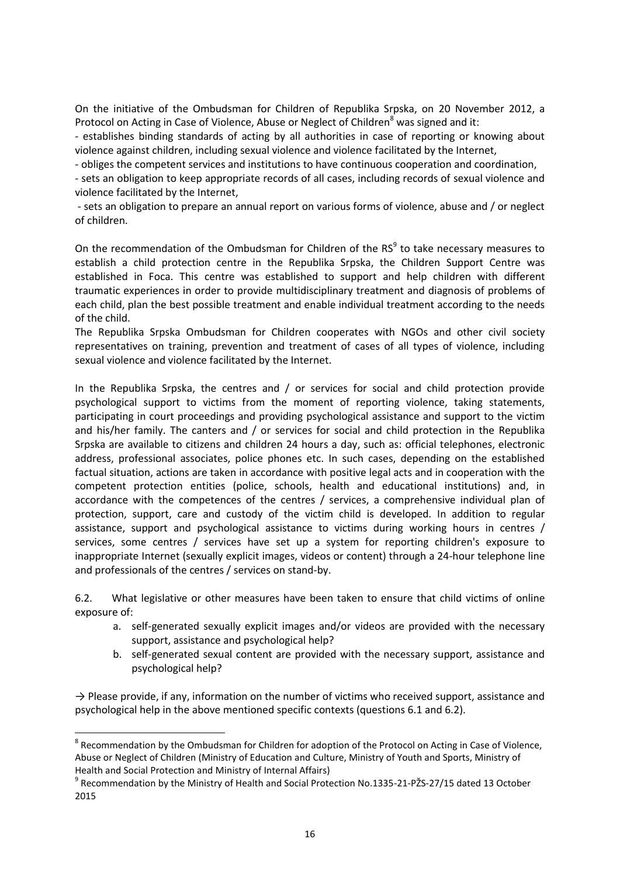On the initiative of the Ombudsman for Children of Republika Srpska, on 20 November 2012, a Protocol on Acting in Case of Violence, Abuse or Neglect of Children[8] was signed and it:

- establishes binding standards of acting by all authorities in case of reporting or knowing about violence against children, including sexual violence and violence facilitated by the Internet,
- obliges the competent services and institutions to have continuous cooperation and coordination,
- sets an obligation to keep appropriate records of all cases, including records of sexual violence and violence facilitated by the Internet,
- sets an obligation to prepare an annual report on various forms of violence, abuse and / or neglect of children.

On the recommendation of the Ombudsman for Children of the RS[9] to take necessary measures to establish a child protection centre in the Republika Srpska, the Children Support Centre was established in Foca. This centre was established to support and help children with different traumatic experiences in order to provide multidisciplinary treatment and diagnosis of problems of each child, plan the best possible treatment and enable individual treatment according to the needs of the child.

The Republika Srpska Ombudsman for Children cooperates with NGOs and other civil society representatives on training, prevention and treatment of cases of all types of violence, including sexual violence and violence facilitated by the Internet.

In the Republika Srpska, the centres and / or services for social and child protection provide psychological support to victims from the moment of reporting violence, taking statements, participating in court proceedings and providing psychological assistance and support to the victim and his/her family. The canters and / or services for social and child protection in the Republika Srpska are available to citizens and children 24 hours a day, such as: official telephones, electronic address, professional associates, police phones etc. In such cases, depending on the established factual situation, actions are taken in accordance with positive legal acts and in cooperation with the competent protection entities (police, schools, health and educational institutions) and, in accordance with the competences of the centres / services, a comprehensive individual plan of protection, support, care and custody of the victim child is developed. In addition to regular assistance, support and psychological assistance to victims during working hours in centres / services, some centres / services have set up a system for reporting children's exposure to inappropriate Internet (sexually explicit images, videos or content) through a 24-hour telephone line and professionals of the centres / services on stand-by.

6.2. What legislative or other measures have been taken to ensure that child victims of online exposure of:

a. self-generated sexually explicit images and/or videos are provided with the necessary support, assistance and psychological help?
b. self-generated sexual content are provided with the necessary support, assistance and psychological help?

→ Please provide, if any, information on the number of victims who received support, assistance and psychological help in the above mentioned specific contexts (questions 6.1 and 6.2).

[8] Recommendation by the Ombudsman for Children for adoption of the Protocol on Acting in Case of Violence, Abuse or Neglect of Children (Ministry of Education and Culture, Ministry of Youth and Sports, Ministry of Health and Social Protection and Ministry of Internal Affairs)

[9] Recommendation by the Ministry of Health and Social Protection No.1335-21-PŽS-27/15 dated 13 October 2015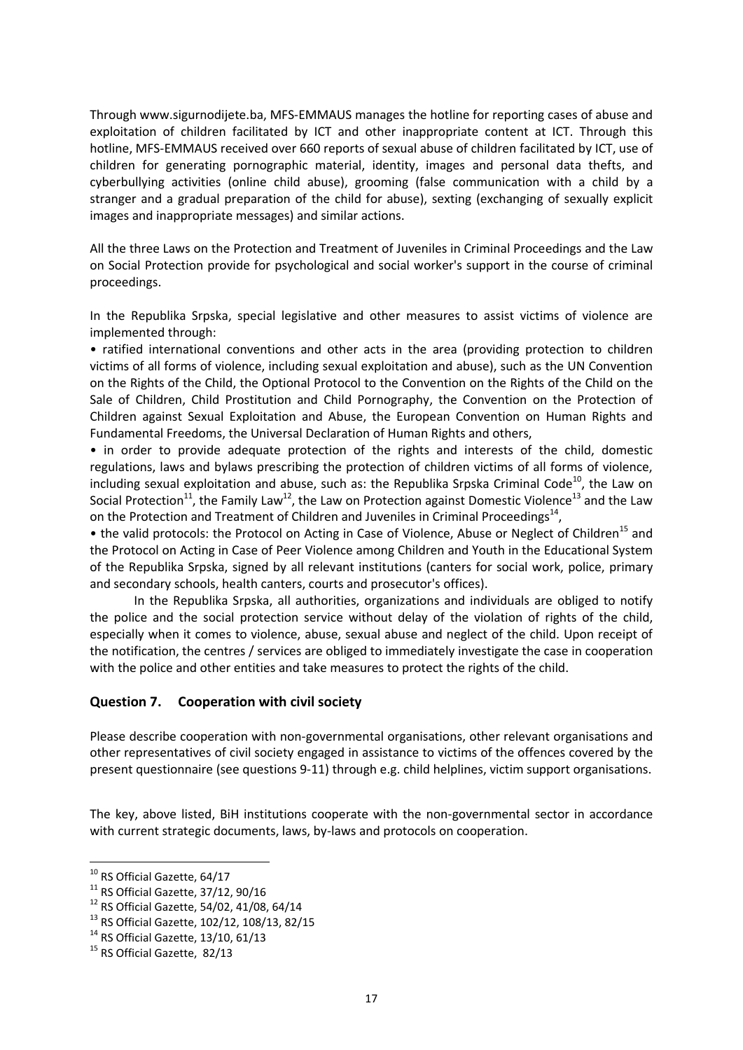Through www.sigurnodijete.ba, MFS-EMMAUS manages the hotline for reporting cases of abuse and exploitation of children facilitated by ICT and other inappropriate content at ICT. Through this hotline, MFS-EMMAUS received over 660 reports of sexual abuse of children facilitated by ICT, use of children for generating pornographic material, identity, images and personal data thefts, and cyberbullying activities (online child abuse), grooming (false communication with a child by a stranger and a gradual preparation of the child for abuse), sexting (exchanging of sexually explicit images and inappropriate messages) and similar actions.

All the three Laws on the Protection and Treatment of Juveniles in Criminal Proceedings and the Law on Social Protection provide for psychological and social worker's support in the course of criminal proceedings.

In the Republika Srpska, special legislative and other measures to assist victims of violence are implemented through:

- ratified international conventions and other acts in the area (providing protection to children victims of all forms of violence, including sexual exploitation and abuse), such as the UN Convention on the Rights of the Child, the Optional Protocol to the Convention on the Rights of the Child on the Sale of Children, Child Prostitution and Child Pornography, the Convention on the Protection of Children against Sexual Exploitation and Abuse, the European Convention on Human Rights and Fundamental Freedoms, the Universal Declaration of Human Rights and others,
- in order to provide adequate protection of the rights and interests of the child, domestic regulations, laws and bylaws prescribing the protection of children victims of all forms of violence, including sexual exploitation and abuse, such as: the Republika Srpska Criminal Code[10], the Law on Social Protection[11], the Family Law[12], the Law on Protection against Domestic Violence[13] and the Law on the Protection and Treatment of Children and Juveniles in Criminal Proceedings[14],
- the valid protocols: the Protocol on Acting in Case of Violence, Abuse or Neglect of Children[15] and the Protocol on Acting in Case of Peer Violence among Children and Youth in the Educational System of the Republika Srpska, signed by all relevant institutions (canters for social work, police, primary and secondary schools, health canters, courts and prosecutor's offices).

In the Republika Srpska, all authorities, organizations and individuals are obliged to notify the police and the social protection service without delay of the violation of rights of the child, especially when it comes to violence, abuse, sexual abuse and neglect of the child. Upon receipt of the notification, the centres / services are obliged to immediately investigate the case in cooperation with the police and other entities and take measures to protect the rights of the child.

## Question 7. Cooperation with civil society

Please describe cooperation with non-governmental organisations, other relevant organisations and other representatives of civil society engaged in assistance to victims of the offences covered by the present questionnaire (see questions 9-11) through e.g. child helplines, victim support organisations.

The key, above listed, BiH institutions cooperate with the non-governmental sector in accordance with current strategic documents, laws, by-laws and protocols on cooperation.

---

[10] RS Official Gazette, 64/17

[11] RS Official Gazette, 37/12, 90/16

[12] RS Official Gazette, 54/02, 41/08, 64/14

[13] RS Official Gazette, 102/12, 108/13, 82/15

[14] RS Official Gazette, 13/10, 61/13

[15] RS Official Gazette, 82/13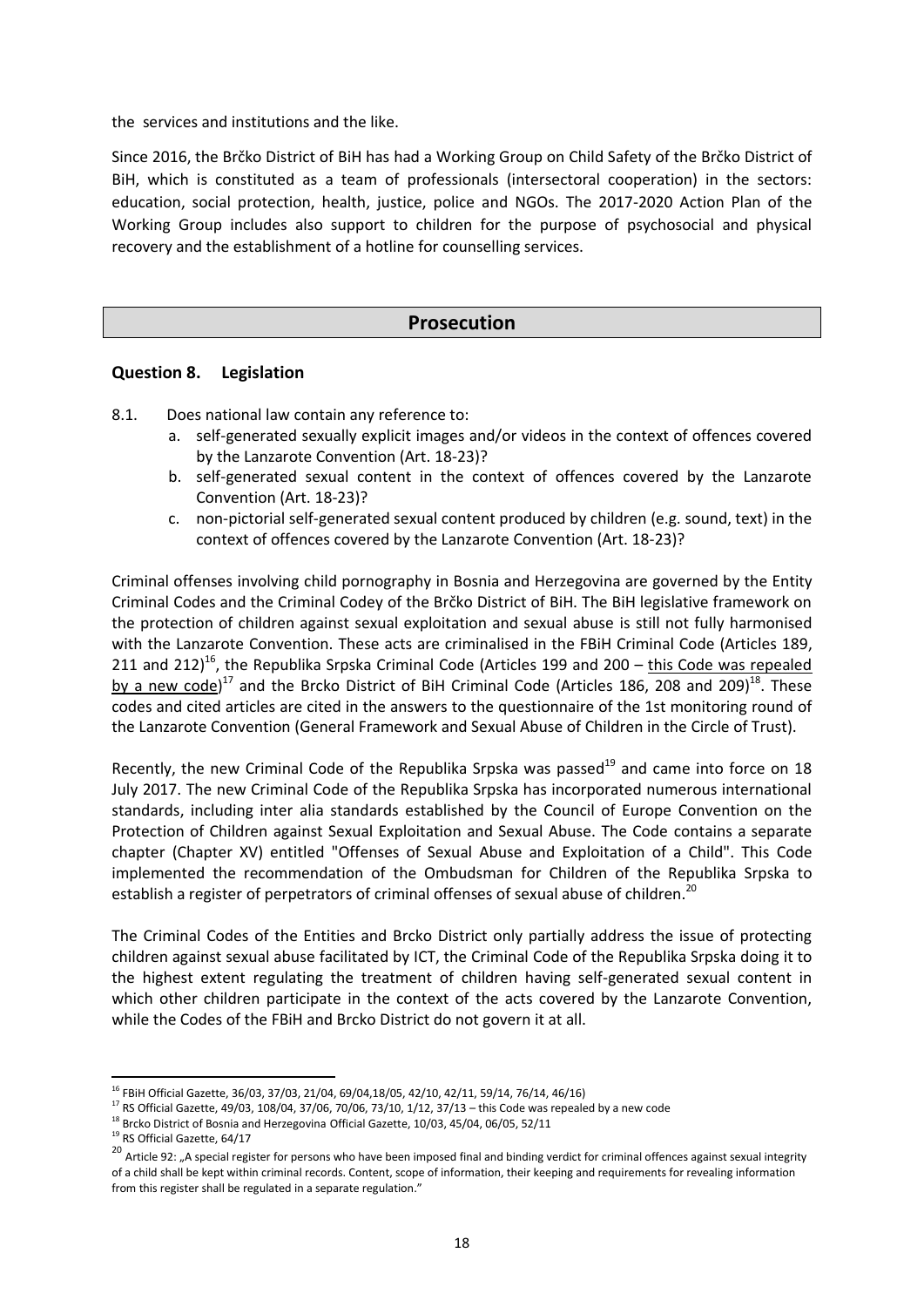the services and institutions and the like.

Since 2016, the Brčko District of BiH has had a Working Group on Child Safety of the Brčko District of BiH, which is constituted as a team of professionals (intersectoral cooperation) in the sectors: education, social protection, health, justice, police and NGOs. The 2017-2020 Action Plan of the Working Group includes also support to children for the purpose of psychosocial and physical recovery and the establishment of a hotline for counselling services.

## Prosecution

### Question 8. Legislation

8.1. Does national law contain any reference to:

a. self-generated sexually explicit images and/or videos in the context of offences covered by the Lanzarote Convention (Art. 18-23)?
b. self-generated sexual content in the context of offences covered by the Lanzarote Convention (Art. 18-23)?
c. non-pictorial self-generated sexual content produced by children (e.g. sound, text) in the context of offences covered by the Lanzarote Convention (Art. 18-23)?

Criminal offenses involving child pornography in Bosnia and Herzegovina are governed by the Entity Criminal Codes and the Criminal Codey of the Brčko District of BiH. The BiH legislative framework on the protection of children against sexual exploitation and sexual abuse is still not fully harmonised with the Lanzarote Convention. These acts are criminalised in the FBiH Criminal Code (Articles 189, 211 and 212)[16], the Republika Srpska Criminal Code (Articles 199 and 200 – this Code was repealed by a new code)[17] and the Brcko District of BiH Criminal Code (Articles 186, 208 and 209)[18]. These codes and cited articles are cited in the answers to the questionnaire of the 1st monitoring round of the Lanzarote Convention (General Framework and Sexual Abuse of Children in the Circle of Trust).

Recently, the new Criminal Code of the Republika Srpska was passed[19] and came into force on 18 July 2017. The new Criminal Code of the Republika Srpska has incorporated numerous international standards, including inter alia standards established by the Council of Europe Convention on the Protection of Children against Sexual Exploitation and Sexual Abuse. The Code contains a separate chapter (Chapter XV) entitled "Offenses of Sexual Abuse and Exploitation of a Child". This Code implemented the recommendation of the Ombudsman for Children of the Republika Srpska to establish a register of perpetrators of criminal offenses of sexual abuse of children.[20]

The Criminal Codes of the Entities and Brcko District only partially address the issue of protecting children against sexual abuse facilitated by ICT, the Criminal Code of the Republika Srpska doing it to the highest extent regulating the treatment of children having self-generated sexual content in which other children participate in the context of the acts covered by the Lanzarote Convention, while the Codes of the FBiH and Brcko District do not govern it at all.

---

[16] FBiH Official Gazette, 36/03, 37/03, 21/04, 69/04,18/05, 42/10, 42/11, 59/14, 76/14, 46/16)

[17] RS Official Gazette, 49/03, 108/04, 37/06, 70/06, 73/10, 1/12, 37/13 – this Code was repealed by a new code

[18] Brcko District of Bosnia and Herzegovina Official Gazette, 10/03, 45/04, 06/05, 52/11

[19] RS Official Gazette, 64/17

[20] Article 92: „A special register for persons who have been imposed final and binding verdict for criminal offences against sexual integrity of a child shall be kept within criminal records. Content, scope of information, their keeping and requirements for revealing information from this register shall be regulated in a separate regulation."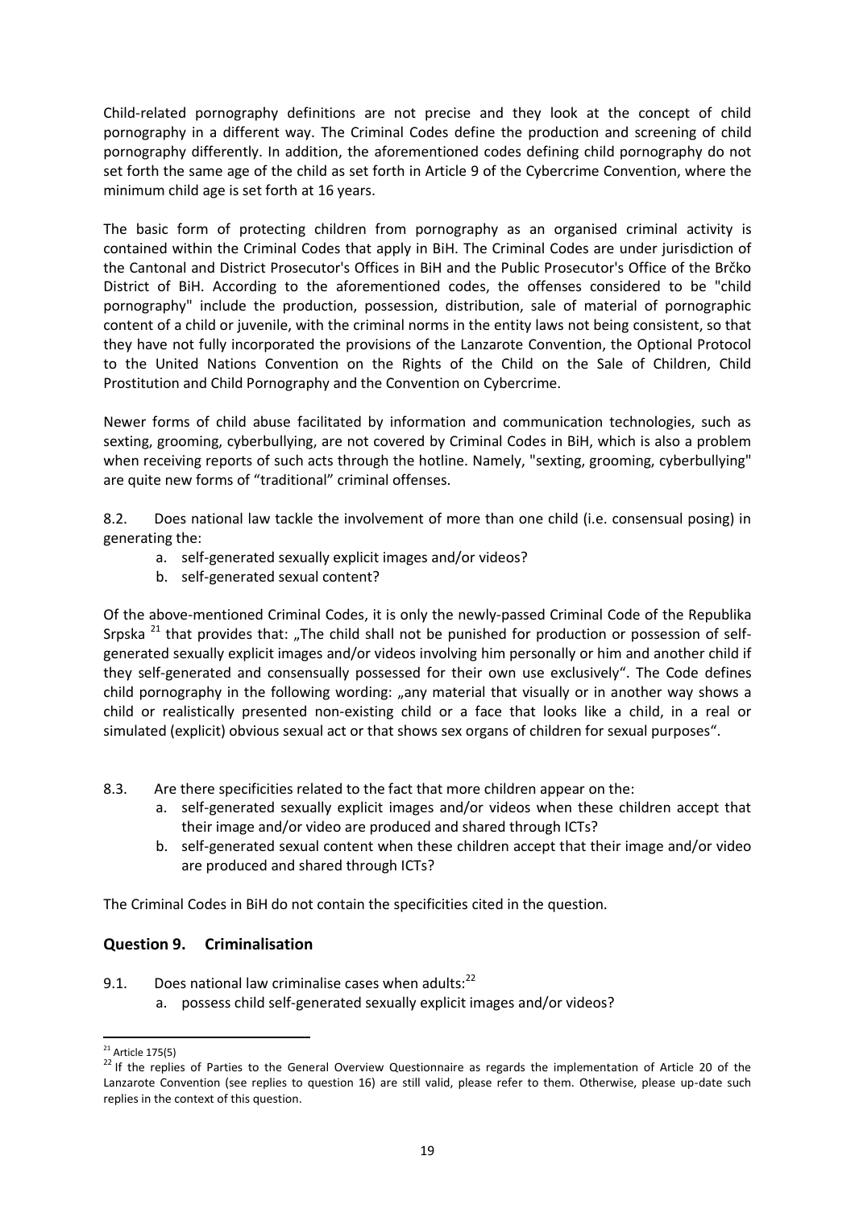Child-related pornography definitions are not precise and they look at the concept of child pornography in a different way. The Criminal Codes define the production and screening of child pornography differently. In addition, the aforementioned codes defining child pornography do not set forth the same age of the child as set forth in Article 9 of the Cybercrime Convention, where the minimum child age is set forth at 16 years.

The basic form of protecting children from pornography as an organised criminal activity is contained within the Criminal Codes that apply in BiH. The Criminal Codes are under jurisdiction of the Cantonal and District Prosecutor's Offices in BiH and the Public Prosecutor's Office of the Brčko District of BiH. According to the aforementioned codes, the offenses considered to be "child pornography" include the production, possession, distribution, sale of material of pornographic content of a child or juvenile, with the criminal norms in the entity laws not being consistent, so that they have not fully incorporated the provisions of the Lanzarote Convention, the Optional Protocol to the United Nations Convention on the Rights of the Child on the Sale of Children, Child Prostitution and Child Pornography and the Convention on Cybercrime.

Newer forms of child abuse facilitated by information and communication technologies, such as sexting, grooming, cyberbullying, are not covered by Criminal Codes in BiH, which is also a problem when receiving reports of such acts through the hotline. Namely, "sexting, grooming, cyberbullying" are quite new forms of "traditional" criminal offenses.

8.2. Does national law tackle the involvement of more than one child (i.e. consensual posing) in generating the:

a. self-generated sexually explicit images and/or videos?
b. self-generated sexual content?

Of the above-mentioned Criminal Codes, it is only the newly-passed Criminal Code of the Republika Srpska [21] that provides that: „The child shall not be punished for production or possession of self-generated sexually explicit images and/or videos involving him personally or him and another child if they self-generated and consensually possessed for their own use exclusively". The Code defines child pornography in the following wording: „any material that visually or in another way shows a child or realistically presented non-existing child or a face that looks like a child, in a real or simulated (explicit) obvious sexual act or that shows sex organs of children for sexual purposes".

8.3. Are there specificities related to the fact that more children appear on the:

a. self-generated sexually explicit images and/or videos when these children accept that their image and/or video are produced and shared through ICTs?
b. self-generated sexual content when these children accept that their image and/or video are produced and shared through ICTs?

The Criminal Codes in BiH do not contain the specificities cited in the question.

## Question 9. Criminalisation

9.1. Does national law criminalise cases when adults:[22]

a. possess child self-generated sexually explicit images and/or videos?

[21] Article 175(5)

[22] If the replies of Parties to the General Overview Questionnaire as regards the implementation of Article 20 of the Lanzarote Convention (see replies to question 16) are still valid, please refer to them. Otherwise, please up-date such replies in the context of this question.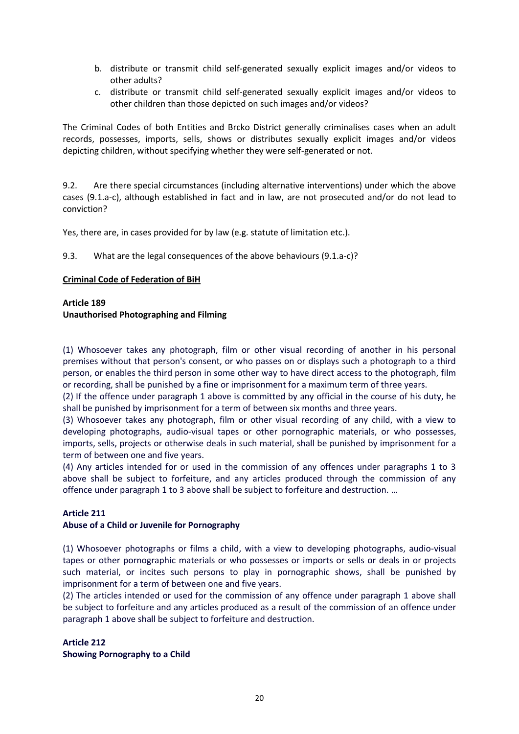b. distribute or transmit child self-generated sexually explicit images and/or videos to other adults?
c. distribute or transmit child self-generated sexually explicit images and/or videos to other children than those depicted on such images and/or videos?

The Criminal Codes of both Entities and Brcko District generally criminalises cases when an adult records, possesses, imports, sells, shows or distributes sexually explicit images and/or videos depicting children, without specifying whether they were self-generated or not.

9.2. Are there special circumstances (including alternative interventions) under which the above cases (9.1.a-c), although established in fact and in law, are not prosecuted and/or do not lead to conviction?

Yes, there are, in cases provided for by law (e.g. statute of limitation etc.).

9.3. What are the legal consequences of the above behaviours (9.1.a-c)?

**Criminal Code of Federation of BiH**

**Article 189**
**Unauthorised Photographing and Filming**

(1) Whosoever takes any photograph, film or other visual recording of another in his personal premises without that person's consent, or who passes on or displays such a photograph to a third person, or enables the third person in some other way to have direct access to the photograph, film or recording, shall be punished by a fine or imprisonment for a maximum term of three years.
(2) If the offence under paragraph 1 above is committed by any official in the course of his duty, he shall be punished by imprisonment for a term of between six months and three years.
(3) Whosoever takes any photograph, film or other visual recording of any child, with a view to developing photographs, audio-visual tapes or other pornographic materials, or who possesses, imports, sells, projects or otherwise deals in such material, shall be punished by imprisonment for a term of between one and five years.
(4) Any articles intended for or used in the commission of any offences under paragraphs 1 to 3 above shall be subject to forfeiture, and any articles produced through the commission of any offence under paragraph 1 to 3 above shall be subject to forfeiture and destruction. …

**Article 211**
**Abuse of a Child or Juvenile for Pornography**

(1) Whosoever photographs or films a child, with a view to developing photographs, audio-visual tapes or other pornographic materials or who possesses or imports or sells or deals in or projects such material, or incites such persons to play in pornographic shows, shall be punished by imprisonment for a term of between one and five years.
(2) The articles intended or used for the commission of any offence under paragraph 1 above shall be subject to forfeiture and any articles produced as a result of the commission of an offence under paragraph 1 above shall be subject to forfeiture and destruction.

**Article 212**
**Showing Pornography to a Child**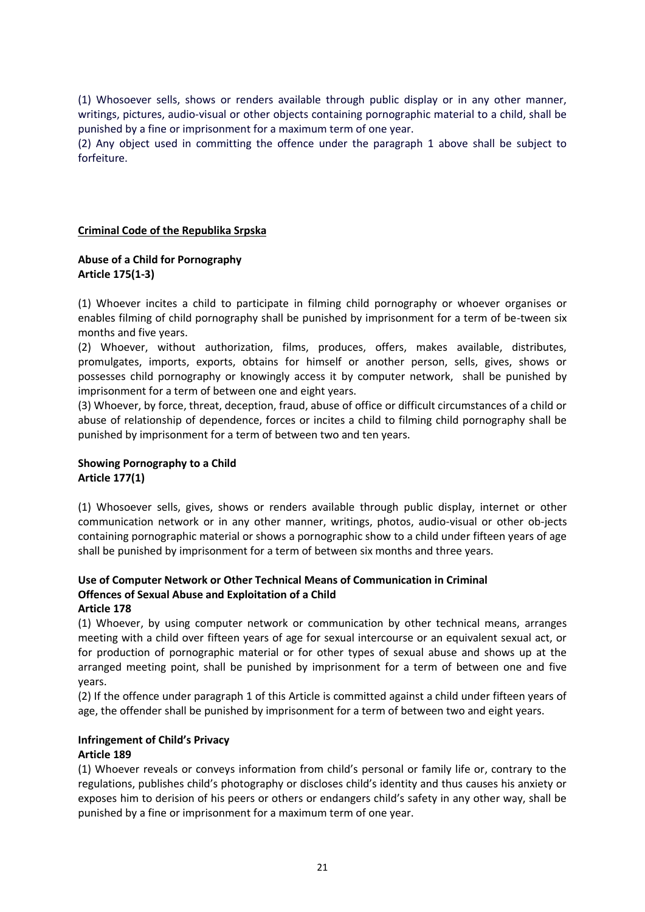(1) Whosoever sells, shows or renders available through public display or in any other manner, writings, pictures, audio-visual or other objects containing pornographic material to a child, shall be punished by a fine or imprisonment for a maximum term of one year.

(2) Any object used in committing the offence under the paragraph 1 above shall be subject to forfeiture.

**Criminal Code of the Republika Srpska**

**Abuse of a Child for Pornography**
**Article 175(1-3)**

(1) Whoever incites a child to participate in filming child pornography or whoever organises or enables filming of child pornography shall be punished by imprisonment for a term of be-tween six months and five years.

(2) Whoever, without authorization, films, produces, offers, makes available, distributes, promulgates, imports, exports, obtains for himself or another person, sells, gives, shows or possesses child pornography or knowingly access it by computer network, shall be punished by imprisonment for a term of between one and eight years.

(3) Whoever, by force, threat, deception, fraud, abuse of office or difficult circumstances of a child or abuse of relationship of dependence, forces or incites a child to filming child pornography shall be punished by imprisonment for a term of between two and ten years.

**Showing Pornography to a Child**
**Article 177(1)**

(1) Whosoever sells, gives, shows or renders available through public display, internet or other communication network or in any other manner, writings, photos, audio-visual or other ob-jects containing pornographic material or shows a pornographic show to a child under fifteen years of age shall be punished by imprisonment for a term of between six months and three years.

**Use of Computer Network or Other Technical Means of Communication in Criminal Offences of Sexual Abuse and Exploitation of a Child**
**Article 178**

(1) Whoever, by using computer network or communication by other technical means, arranges meeting with a child over fifteen years of age for sexual intercourse or an equivalent sexual act, or for production of pornographic material or for other types of sexual abuse and shows up at the arranged meeting point, shall be punished by imprisonment for a term of between one and five years.

(2) If the offence under paragraph 1 of this Article is committed against a child under fifteen years of age, the offender shall be punished by imprisonment for a term of between two and eight years.

**Infringement of Child's Privacy**
**Article 189**

(1) Whoever reveals or conveys information from child's personal or family life or, contrary to the regulations, publishes child's photography or discloses child's identity and thus causes his anxiety or exposes him to derision of his peers or others or endangers child's safety in any other way, shall be punished by a fine or imprisonment for a maximum term of one year.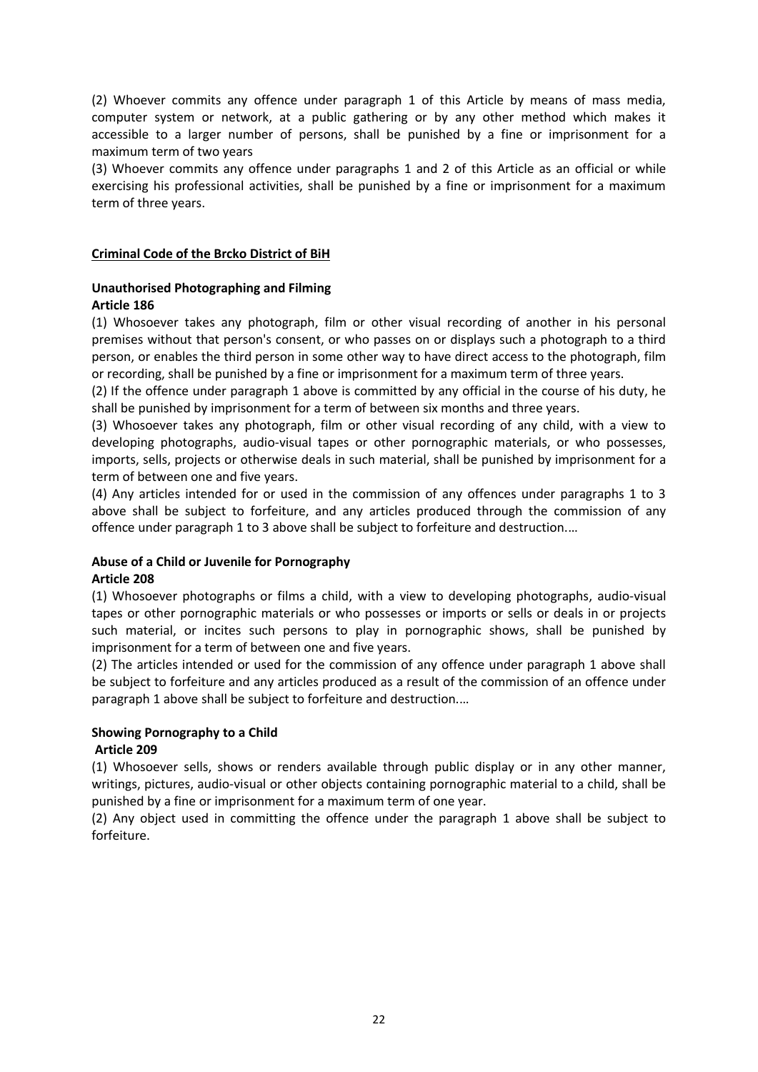(2) Whoever commits any offence under paragraph 1 of this Article by means of mass media, computer system or network, at a public gathering or by any other method which makes it accessible to a larger number of persons, shall be punished by a fine or imprisonment for a maximum term of two years

(3) Whoever commits any offence under paragraphs 1 and 2 of this Article as an official or while exercising his professional activities, shall be punished by a fine or imprisonment for a maximum term of three years.

## Criminal Code of the Brcko District of BiH

### Unauthorised Photographing and Filming
**Article 186**

(1) Whosoever takes any photograph, film or other visual recording of another in his personal premises without that person's consent, or who passes on or displays such a photograph to a third person, or enables the third person in some other way to have direct access to the photograph, film or recording, shall be punished by a fine or imprisonment for a maximum term of three years.

(2) If the offence under paragraph 1 above is committed by any official in the course of his duty, he shall be punished by imprisonment for a term of between six months and three years.

(3) Whosoever takes any photograph, film or other visual recording of any child, with a view to developing photographs, audio-visual tapes or other pornographic materials, or who possesses, imports, sells, projects or otherwise deals in such material, shall be punished by imprisonment for a term of between one and five years.

(4) Any articles intended for or used in the commission of any offences under paragraphs 1 to 3 above shall be subject to forfeiture, and any articles produced through the commission of any offence under paragraph 1 to 3 above shall be subject to forfeiture and destruction.…

### Abuse of a Child or Juvenile for Pornography
**Article 208**

(1) Whosoever photographs or films a child, with a view to developing photographs, audio-visual tapes or other pornographic materials or who possesses or imports or sells or deals in or projects such material, or incites such persons to play in pornographic shows, shall be punished by imprisonment for a term of between one and five years.

(2) The articles intended or used for the commission of any offence under paragraph 1 above shall be subject to forfeiture and any articles produced as a result of the commission of an offence under paragraph 1 above shall be subject to forfeiture and destruction.…

### Showing Pornography to a Child
**Article 209**

(1) Whosoever sells, shows or renders available through public display or in any other manner, writings, pictures, audio-visual or other objects containing pornographic material to a child, shall be punished by a fine or imprisonment for a maximum term of one year.

(2) Any object used in committing the offence under the paragraph 1 above shall be subject to forfeiture.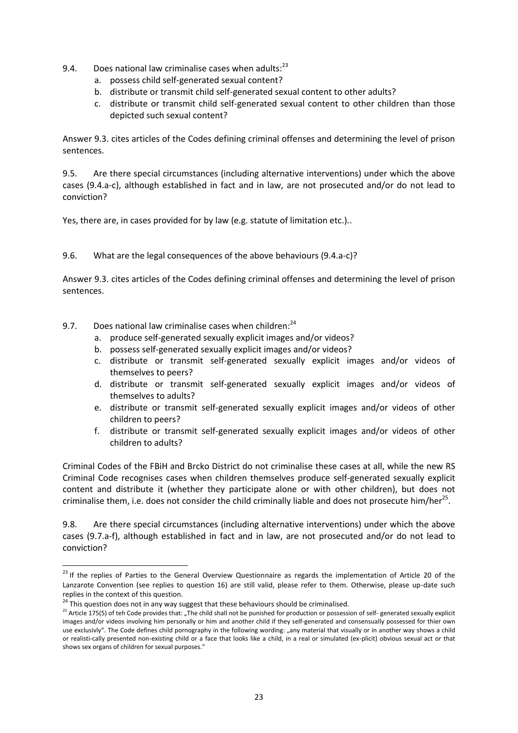9.4. Does national law criminalise cases when adults:[23]

a. possess child self-generated sexual content?
b. distribute or transmit child self-generated sexual content to other adults?
c. distribute or transmit child self-generated sexual content to other children than those depicted such sexual content?

Answer 9.3. cites articles of the Codes defining criminal offenses and determining the level of prison sentences.

9.5. Are there special circumstances (including alternative interventions) under which the above cases (9.4.a-c), although established in fact and in law, are not prosecuted and/or do not lead to conviction?

Yes, there are, in cases provided for by law (e.g. statute of limitation etc.)..

9.6. What are the legal consequences of the above behaviours (9.4.a-c)?

Answer 9.3. cites articles of the Codes defining criminal offenses and determining the level of prison sentences.

9.7. Does national law criminalise cases when children:[24]

a. produce self-generated sexually explicit images and/or videos?
b. possess self-generated sexually explicit images and/or videos?
c. distribute or transmit self-generated sexually explicit images and/or videos of themselves to peers?
d. distribute or transmit self-generated sexually explicit images and/or videos of themselves to adults?
e. distribute or transmit self-generated sexually explicit images and/or videos of other children to peers?
f. distribute or transmit self-generated sexually explicit images and/or videos of other children to adults?

Criminal Codes of the FBiH and Brcko District do not criminalise these cases at all, while the new RS Criminal Code recognises cases when children themselves produce self-generated sexually explicit content and distribute it (whether they participate alone or with other children), but does not criminalise them, i.e. does not consider the child criminally liable and does not prosecute him/her[25].

9.8. Are there special circumstances (including alternative interventions) under which the above cases (9.7.a-f), although established in fact and in law, are not prosecuted and/or do not lead to conviction?

---

[23] If the replies of Parties to the General Overview Questionnaire as regards the implementation of Article 20 of the Lanzarote Convention (see replies to question 16) are still valid, please refer to them. Otherwise, please up-date such replies in the context of this question.

[24] This question does not in any way suggest that these behaviours should be criminalised.

[25] Article 175(5) of teh Code provides that: „The child shall not be punished for production or possession of self- generated sexually explicit images and/or videos involving him personally or him and another child if they self-generated and consensually possessed for thier own use exclusivly". The Code defines child pornography in the following wording: „any material that visually or in another way shows a child or realisti-cally presented non-existing child or a face that looks like a child, in a real or simulated (ex-plicit) obvious sexual act or that shows sex organs of children for sexual purposes."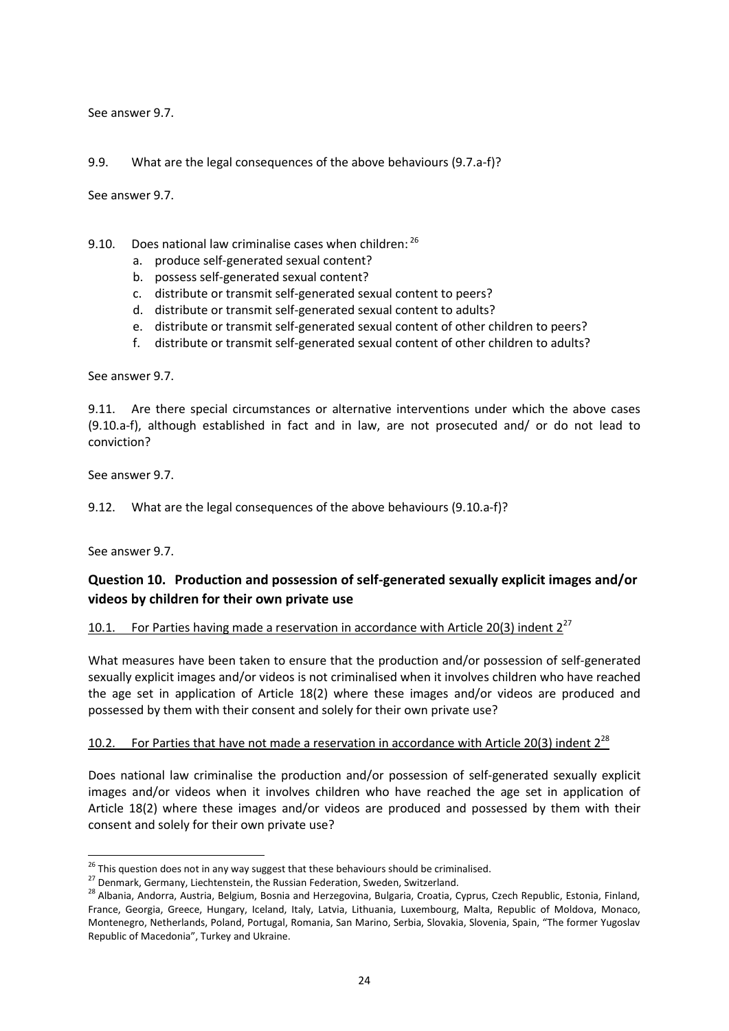See answer 9.7.

9.9. What are the legal consequences of the above behaviours (9.7.a-f)?

See answer 9.7.

9.10. Does national law criminalise cases when children: [26]

a. produce self-generated sexual content?
b. possess self-generated sexual content?
c. distribute or transmit self-generated sexual content to peers?
d. distribute or transmit self-generated sexual content to adults?
e. distribute or transmit self-generated sexual content of other children to peers?
f. distribute or transmit self-generated sexual content of other children to adults?

See answer 9.7.

9.11. Are there special circumstances or alternative interventions under which the above cases (9.10.a-f), although established in fact and in law, are not prosecuted and/ or do not lead to conviction?

See answer 9.7.

9.12. What are the legal consequences of the above behaviours (9.10.a-f)?

See answer 9.7.

## Question 10. Production and possession of self-generated sexually explicit images and/or videos by children for their own private use

10.1. For Parties having made a reservation in accordance with Article 20(3) indent 2[27]

What measures have been taken to ensure that the production and/or possession of self-generated sexually explicit images and/or videos is not criminalised when it involves children who have reached the age set in application of Article 18(2) where these images and/or videos are produced and possessed by them with their consent and solely for their own private use?

10.2. For Parties that have not made a reservation in accordance with Article 20(3) indent 2[28]

Does national law criminalise the production and/or possession of self-generated sexually explicit images and/or videos when it involves children who have reached the age set in application of Article 18(2) where these images and/or videos are produced and possessed by them with their consent and solely for their own private use?

---

[26] This question does not in any way suggest that these behaviours should be criminalised.

[27] Denmark, Germany, Liechtenstein, the Russian Federation, Sweden, Switzerland.

[28] Albania, Andorra, Austria, Belgium, Bosnia and Herzegovina, Bulgaria, Croatia, Cyprus, Czech Republic, Estonia, Finland, France, Georgia, Greece, Hungary, Iceland, Italy, Latvia, Lithuania, Luxembourg, Malta, Republic of Moldova, Monaco, Montenegro, Netherlands, Poland, Portugal, Romania, San Marino, Serbia, Slovakia, Slovenia, Spain, "The former Yugoslav Republic of Macedonia", Turkey and Ukraine.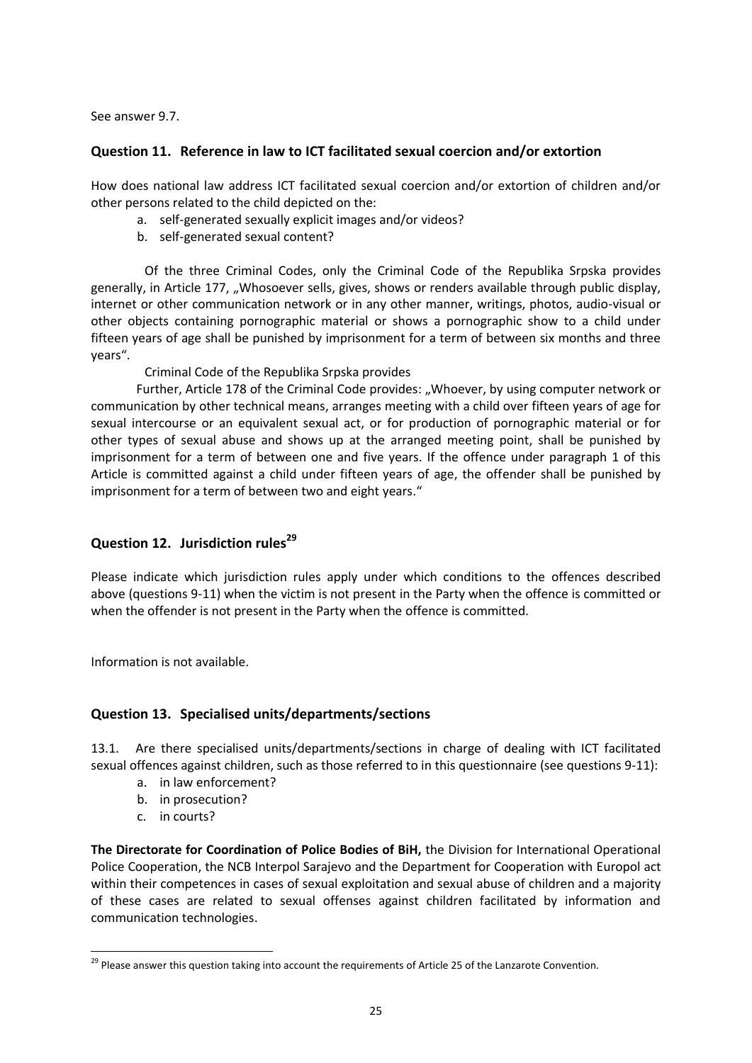See answer 9.7.

## Question 11. Reference in law to ICT facilitated sexual coercion and/or extortion

How does national law address ICT facilitated sexual coercion and/or extortion of children and/or other persons related to the child depicted on the:

a. self-generated sexually explicit images and/or videos?
b. self-generated sexual content?

Of the three Criminal Codes, only the Criminal Code of the Republika Srpska provides generally, in Article 177, „Whosoever sells, gives, shows or renders available through public display, internet or other communication network or in any other manner, writings, photos, audio-visual or other objects containing pornographic material or shows a pornographic show to a child under fifteen years of age shall be punished by imprisonment for a term of between six months and three years".

Criminal Code of the Republika Srpska provides

Further, Article 178 of the Criminal Code provides: „Whoever, by using computer network or communication by other technical means, arranges meeting with a child over fifteen years of age for sexual intercourse or an equivalent sexual act, or for production of pornographic material or for other types of sexual abuse and shows up at the arranged meeting point, shall be punished by imprisonment for a term of between one and five years. If the offence under paragraph 1 of this Article is committed against a child under fifteen years of age, the offender shall be punished by imprisonment for a term of between two and eight years."

## Question 12. Jurisdiction rules[29]

Please indicate which jurisdiction rules apply under which conditions to the offences described above (questions 9-11) when the victim is not present in the Party when the offence is committed or when the offender is not present in the Party when the offence is committed.

Information is not available.

## Question 13. Specialised units/departments/sections

13.1. Are there specialised units/departments/sections in charge of dealing with ICT facilitated sexual offences against children, such as those referred to in this questionnaire (see questions 9-11):

a. in law enforcement?
b. in prosecution?
c. in courts?

**The Directorate for Coordination of Police Bodies of BiH,** the Division for International Operational Police Cooperation, the NCB Interpol Sarajevo and the Department for Cooperation with Europol act within their competences in cases of sexual exploitation and sexual abuse of children and a majority of these cases are related to sexual offenses against children facilitated by information and communication technologies.

[29] Please answer this question taking into account the requirements of Article 25 of the Lanzarote Convention.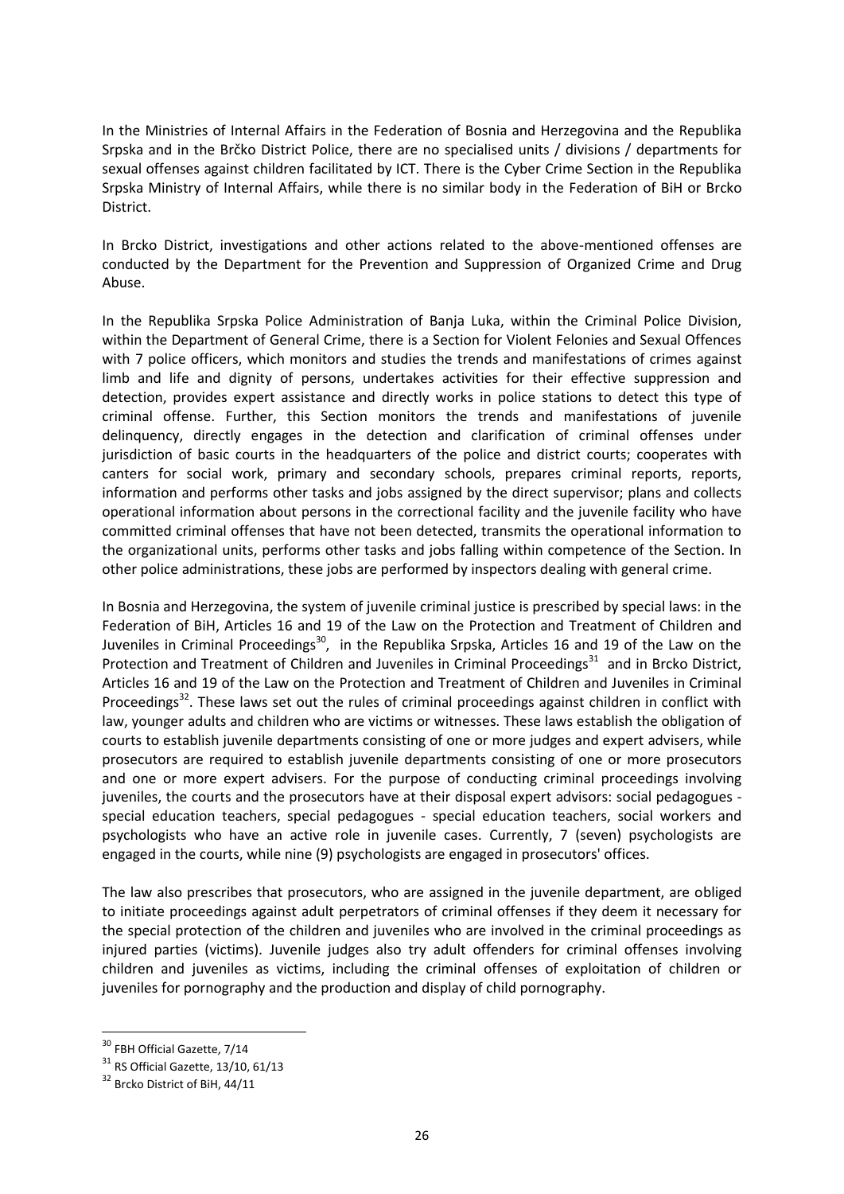In the Ministries of Internal Affairs in the Federation of Bosnia and Herzegovina and the Republika Srpska and in the Brčko District Police, there are no specialised units / divisions / departments for sexual offenses against children facilitated by ICT. There is the Cyber Crime Section in the Republika Srpska Ministry of Internal Affairs, while there is no similar body in the Federation of BiH or Brcko District.

In Brcko District, investigations and other actions related to the above-mentioned offenses are conducted by the Department for the Prevention and Suppression of Organized Crime and Drug Abuse.

In the Republika Srpska Police Administration of Banja Luka, within the Criminal Police Division, within the Department of General Crime, there is a Section for Violent Felonies and Sexual Offences with 7 police officers, which monitors and studies the trends and manifestations of crimes against limb and life and dignity of persons, undertakes activities for their effective suppression and detection, provides expert assistance and directly works in police stations to detect this type of criminal offense. Further, this Section monitors the trends and manifestations of juvenile delinquency, directly engages in the detection and clarification of criminal offenses under jurisdiction of basic courts in the headquarters of the police and district courts; cooperates with canters for social work, primary and secondary schools, prepares criminal reports, reports, information and performs other tasks and jobs assigned by the direct supervisor; plans and collects operational information about persons in the correctional facility and the juvenile facility who have committed criminal offenses that have not been detected, transmits the operational information to the organizational units, performs other tasks and jobs falling within competence of the Section. In other police administrations, these jobs are performed by inspectors dealing with general crime.

In Bosnia and Herzegovina, the system of juvenile criminal justice is prescribed by special laws: in the Federation of BiH, Articles 16 and 19 of the Law on the Protection and Treatment of Children and Juveniles in Criminal Proceedings[30], in the Republika Srpska, Articles 16 and 19 of the Law on the Protection and Treatment of Children and Juveniles in Criminal Proceedings[31] and in Brcko District, Articles 16 and 19 of the Law on the Protection and Treatment of Children and Juveniles in Criminal Proceedings[32]. These laws set out the rules of criminal proceedings against children in conflict with law, younger adults and children who are victims or witnesses. These laws establish the obligation of courts to establish juvenile departments consisting of one or more judges and expert advisers, while prosecutors are required to establish juvenile departments consisting of one or more prosecutors and one or more expert advisers. For the purpose of conducting criminal proceedings involving juveniles, the courts and the prosecutors have at their disposal expert advisors: social pedagogues - special education teachers, special pedagogues - special education teachers, social workers and psychologists who have an active role in juvenile cases. Currently, 7 (seven) psychologists are engaged in the courts, while nine (9) psychologists are engaged in prosecutors' offices.

The law also prescribes that prosecutors, who are assigned in the juvenile department, are obliged to initiate proceedings against adult perpetrators of criminal offenses if they deem it necessary for the special protection of the children and juveniles who are involved in the criminal proceedings as injured parties (victims). Juvenile judges also try adult offenders for criminal offenses involving children and juveniles as victims, including the criminal offenses of exploitation of children or juveniles for pornography and the production and display of child pornography.

---

[30] FBH Official Gazette, 7/14

[31] RS Official Gazette, 13/10, 61/13

[32] Brcko District of BiH, 44/11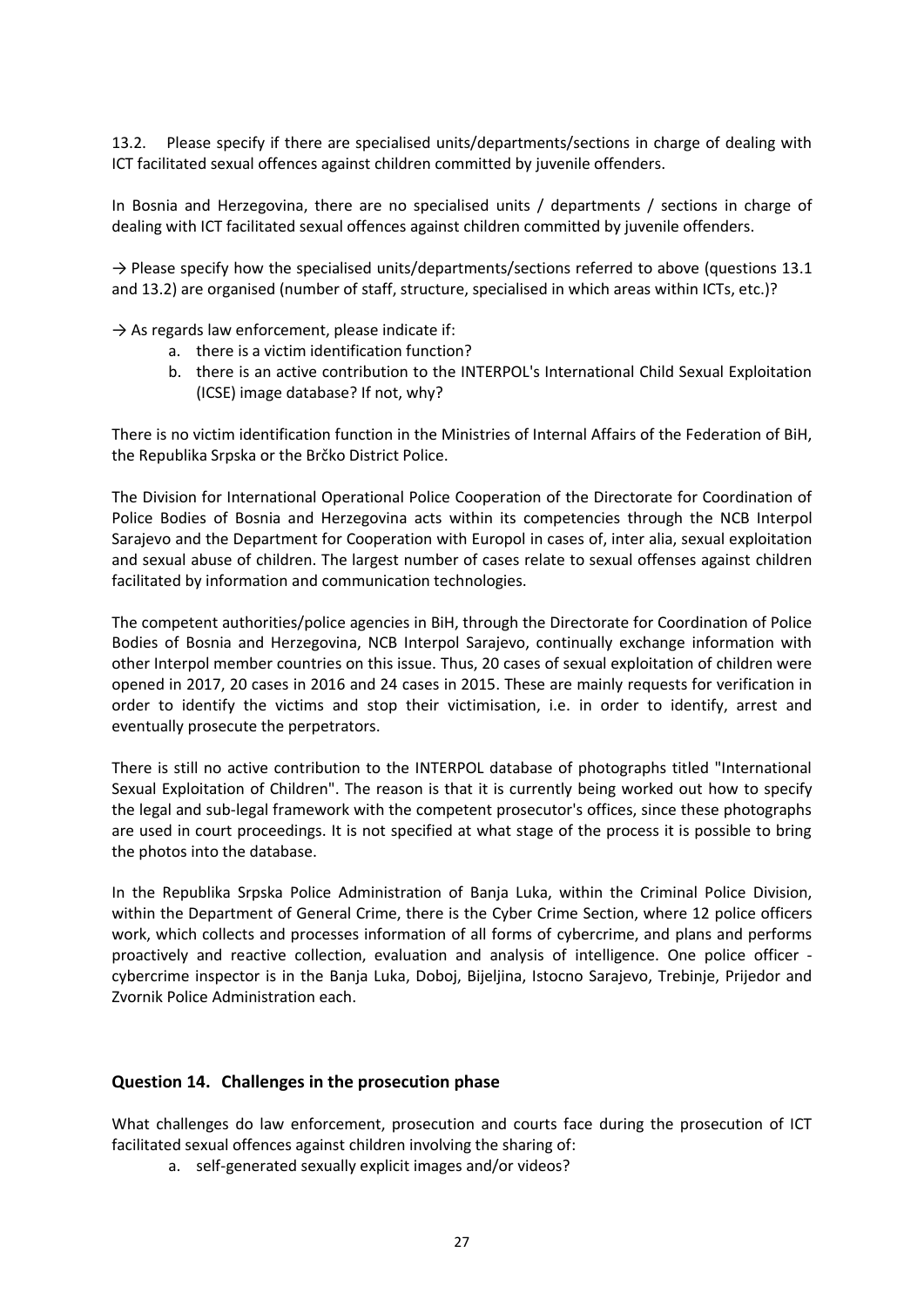13.2. Please specify if there are specialised units/departments/sections in charge of dealing with ICT facilitated sexual offences against children committed by juvenile offenders.

In Bosnia and Herzegovina, there are no specialised units / departments / sections in charge of dealing with ICT facilitated sexual offences against children committed by juvenile offenders.

→ Please specify how the specialised units/departments/sections referred to above (questions 13.1 and 13.2) are organised (number of staff, structure, specialised in which areas within ICTs, etc.)?

→ As regards law enforcement, please indicate if:

a. there is a victim identification function?
b. there is an active contribution to the INTERPOL's International Child Sexual Exploitation (ICSE) image database? If not, why?

There is no victim identification function in the Ministries of Internal Affairs of the Federation of BiH, the Republika Srpska or the Brčko District Police.

The Division for International Operational Police Cooperation of the Directorate for Coordination of Police Bodies of Bosnia and Herzegovina acts within its competencies through the NCB Interpol Sarajevo and the Department for Cooperation with Europol in cases of, inter alia, sexual exploitation and sexual abuse of children. The largest number of cases relate to sexual offenses against children facilitated by information and communication technologies.

The competent authorities/police agencies in BiH, through the Directorate for Coordination of Police Bodies of Bosnia and Herzegovina, NCB Interpol Sarajevo, continually exchange information with other Interpol member countries on this issue. Thus, 20 cases of sexual exploitation of children were opened in 2017, 20 cases in 2016 and 24 cases in 2015. These are mainly requests for verification in order to identify the victims and stop their victimisation, i.e. in order to identify, arrest and eventually prosecute the perpetrators.

There is still no active contribution to the INTERPOL database of photographs titled "International Sexual Exploitation of Children". The reason is that it is currently being worked out how to specify the legal and sub-legal framework with the competent prosecutor's offices, since these photographs are used in court proceedings. It is not specified at what stage of the process it is possible to bring the photos into the database.

In the Republika Srpska Police Administration of Banja Luka, within the Criminal Police Division, within the Department of General Crime, there is the Cyber Crime Section, where 12 police officers work, which collects and processes information of all forms of cybercrime, and plans and performs proactively and reactive collection, evaluation and analysis of intelligence. One police officer - cybercrime inspector is in the Banja Luka, Doboj, Bijeljina, Istocno Sarajevo, Trebinje, Prijedor and Zvornik Police Administration each.

## Question 14. Challenges in the prosecution phase

What challenges do law enforcement, prosecution and courts face during the prosecution of ICT facilitated sexual offences against children involving the sharing of:

a. self-generated sexually explicit images and/or videos?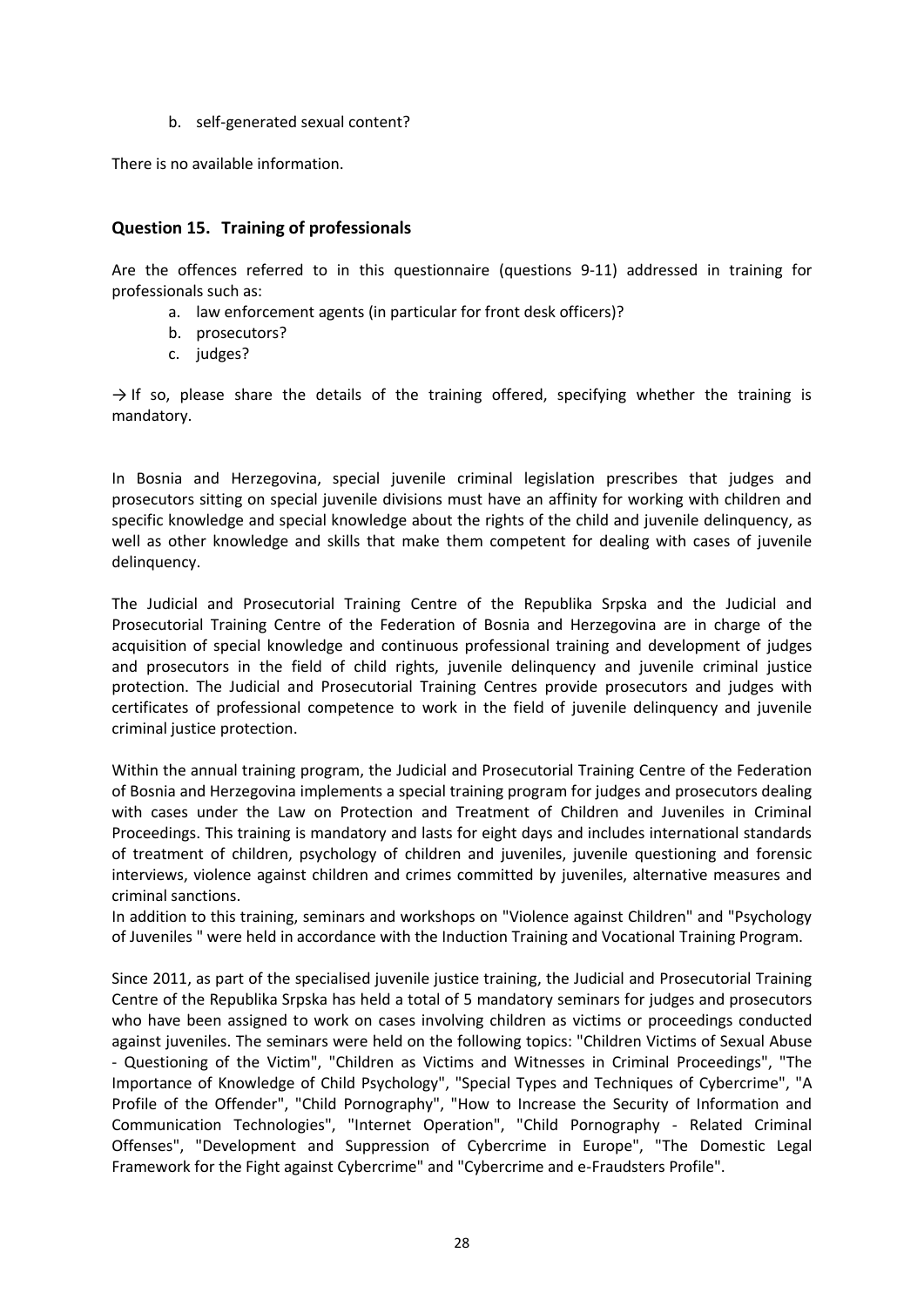b. self-generated sexual content?

There is no available information.

## Question 15. Training of professionals

Are the offences referred to in this questionnaire (questions 9-11) addressed in training for professionals such as:

a. law enforcement agents (in particular for front desk officers)?
b. prosecutors?
c. judges?

→ If so, please share the details of the training offered, specifying whether the training is mandatory.

In Bosnia and Herzegovina, special juvenile criminal legislation prescribes that judges and prosecutors sitting on special juvenile divisions must have an affinity for working with children and specific knowledge and special knowledge about the rights of the child and juvenile delinquency, as well as other knowledge and skills that make them competent for dealing with cases of juvenile delinquency.

The Judicial and Prosecutorial Training Centre of the Republika Srpska and the Judicial and Prosecutorial Training Centre of the Federation of Bosnia and Herzegovina are in charge of the acquisition of special knowledge and continuous professional training and development of judges and prosecutors in the field of child rights, juvenile delinquency and juvenile criminal justice protection. The Judicial and Prosecutorial Training Centres provide prosecutors and judges with certificates of professional competence to work in the field of juvenile delinquency and juvenile criminal justice protection.

Within the annual training program, the Judicial and Prosecutorial Training Centre of the Federation of Bosnia and Herzegovina implements a special training program for judges and prosecutors dealing with cases under the Law on Protection and Treatment of Children and Juveniles in Criminal Proceedings. This training is mandatory and lasts for eight days and includes international standards of treatment of children, psychology of children and juveniles, juvenile questioning and forensic interviews, violence against children and crimes committed by juveniles, alternative measures and criminal sanctions.
In addition to this training, seminars and workshops on "Violence against Children" and "Psychology of Juveniles " were held in accordance with the Induction Training and Vocational Training Program.

Since 2011, as part of the specialised juvenile justice training, the Judicial and Prosecutorial Training Centre of the Republika Srpska has held a total of 5 mandatory seminars for judges and prosecutors who have been assigned to work on cases involving children as victims or proceedings conducted against juveniles. The seminars were held on the following topics: "Children Victims of Sexual Abuse - Questioning of the Victim", "Children as Victims and Witnesses in Criminal Proceedings", "The Importance of Knowledge of Child Psychology", "Special Types and Techniques of Cybercrime", "A Profile of the Offender", "Child Pornography", "How to Increase the Security of Information and Communication Technologies", "Internet Operation", "Child Pornography - Related Criminal Offenses", "Development and Suppression of Cybercrime in Europe", "The Domestic Legal Framework for the Fight against Cybercrime" and "Cybercrime and e-Fraudsters Profile".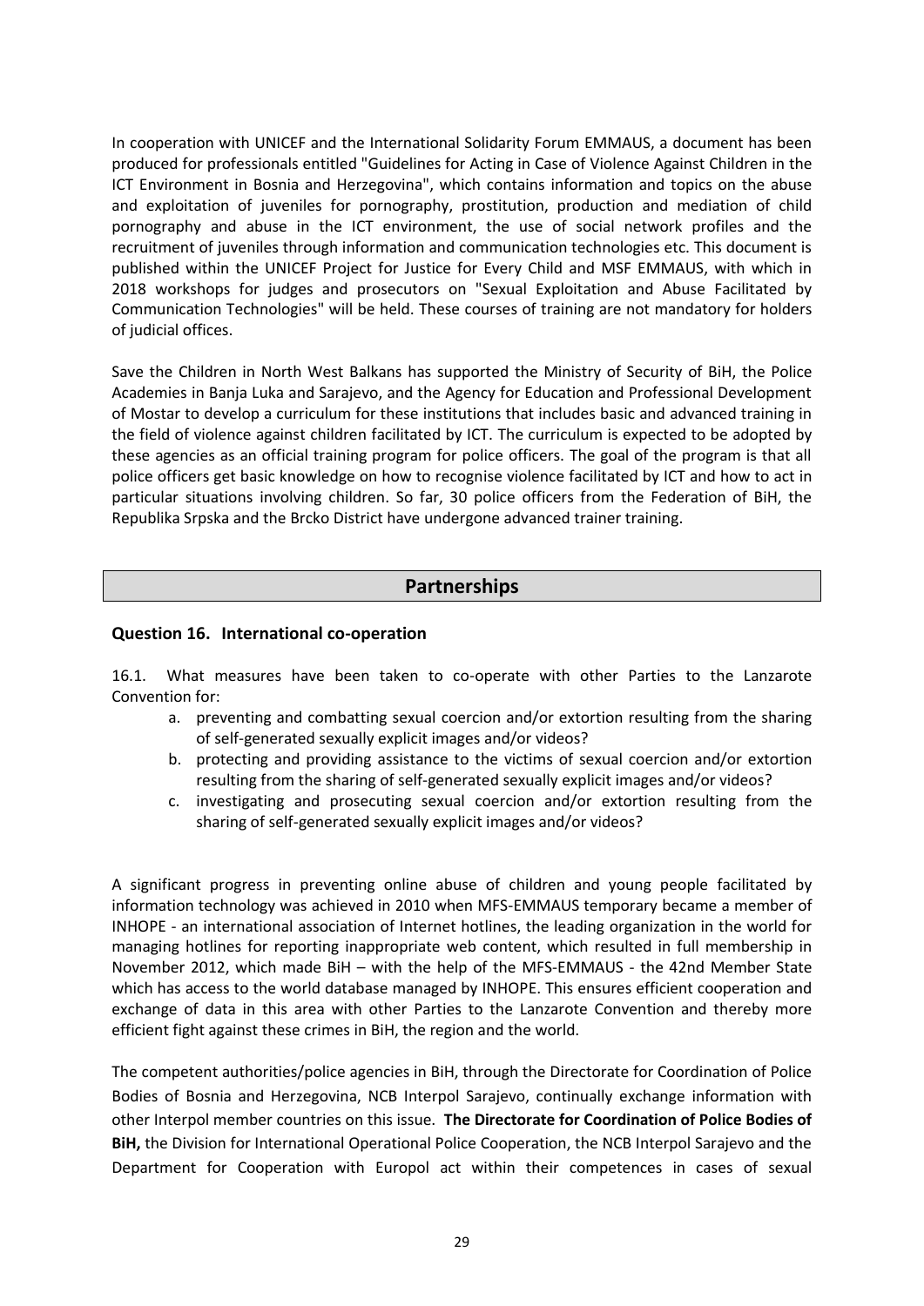In cooperation with UNICEF and the International Solidarity Forum EMMAUS, a document has been produced for professionals entitled "Guidelines for Acting in Case of Violence Against Children in the ICT Environment in Bosnia and Herzegovina", which contains information and topics on the abuse and exploitation of juveniles for pornography, prostitution, production and mediation of child pornography and abuse in the ICT environment, the use of social network profiles and the recruitment of juveniles through information and communication technologies etc. This document is published within the UNICEF Project for Justice for Every Child and MSF EMMAUS, with which in 2018 workshops for judges and prosecutors on "Sexual Exploitation and Abuse Facilitated by Communication Technologies" will be held. These courses of training are not mandatory for holders of judicial offices.

Save the Children in North West Balkans has supported the Ministry of Security of BiH, the Police Academies in Banja Luka and Sarajevo, and the Agency for Education and Professional Development of Mostar to develop a curriculum for these institutions that includes basic and advanced training in the field of violence against children facilitated by ICT. The curriculum is expected to be adopted by these agencies as an official training program for police officers. The goal of the program is that all police officers get basic knowledge on how to recognise violence facilitated by ICT and how to act in particular situations involving children. So far, 30 police officers from the Federation of BiH, the Republika Srpska and the Brcko District have undergone advanced trainer training.

## Partnerships

### Question 16. International co-operation

16.1. What measures have been taken to co-operate with other Parties to the Lanzarote Convention for:

a. preventing and combatting sexual coercion and/or extortion resulting from the sharing of self-generated sexually explicit images and/or videos?
b. protecting and providing assistance to the victims of sexual coercion and/or extortion resulting from the sharing of self-generated sexually explicit images and/or videos?
c. investigating and prosecuting sexual coercion and/or extortion resulting from the sharing of self-generated sexually explicit images and/or videos?

A significant progress in preventing online abuse of children and young people facilitated by information technology was achieved in 2010 when MFS-EMMAUS temporary became a member of INHOPE - an international association of Internet hotlines, the leading organization in the world for managing hotlines for reporting inappropriate web content, which resulted in full membership in November 2012, which made BiH – with the help of the MFS-EMMAUS - the 42nd Member State which has access to the world database managed by INHOPE. This ensures efficient cooperation and exchange of data in this area with other Parties to the Lanzarote Convention and thereby more efficient fight against these crimes in BiH, the region and the world.

The competent authorities/police agencies in BiH, through the Directorate for Coordination of Police Bodies of Bosnia and Herzegovina, NCB Interpol Sarajevo, continually exchange information with other Interpol member countries on this issue. **The Directorate for Coordination of Police Bodies of BiH,** the Division for International Operational Police Cooperation, the NCB Interpol Sarajevo and the Department for Cooperation with Europol act within their competences in cases of sexual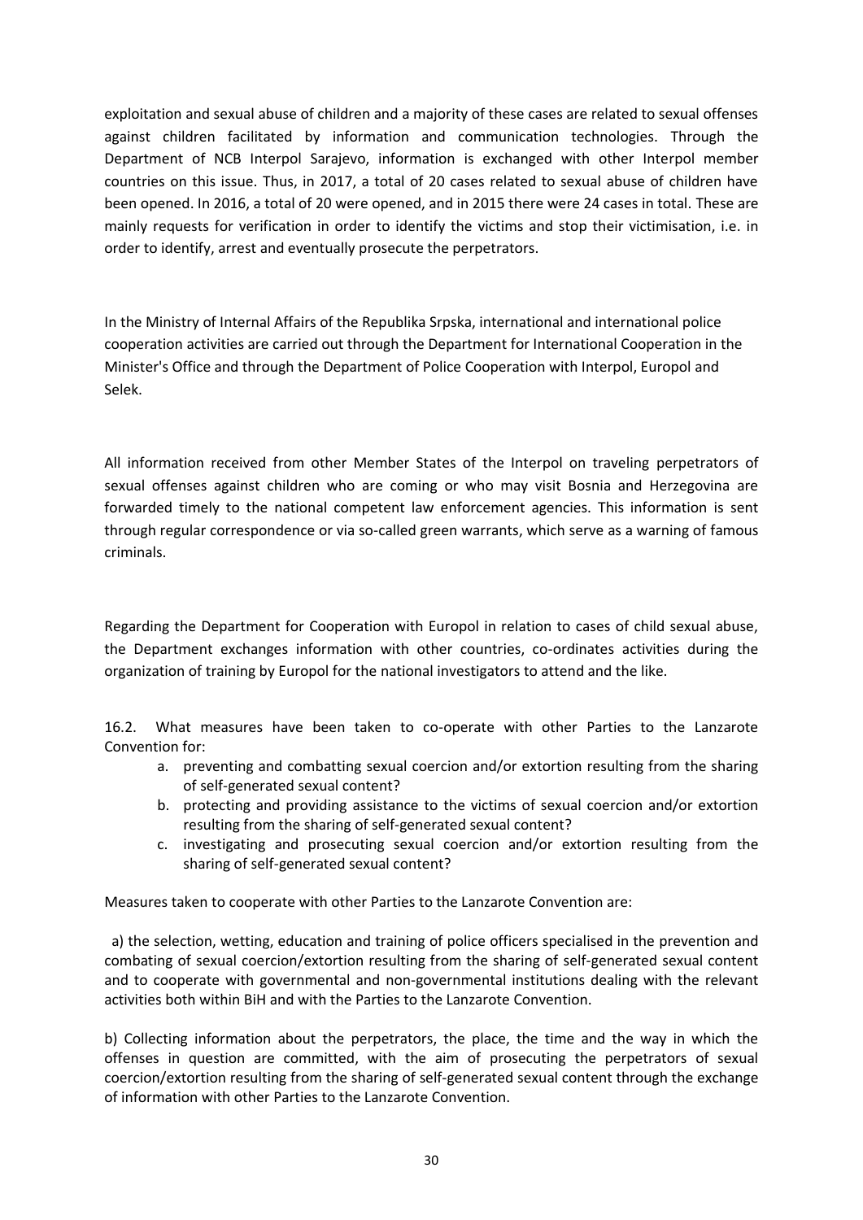exploitation and sexual abuse of children and a majority of these cases are related to sexual offenses against children facilitated by information and communication technologies. Through the Department of NCB Interpol Sarajevo, information is exchanged with other Interpol member countries on this issue. Thus, in 2017, a total of 20 cases related to sexual abuse of children have been opened. In 2016, a total of 20 were opened, and in 2015 there were 24 cases in total. These are mainly requests for verification in order to identify the victims and stop their victimisation, i.e. in order to identify, arrest and eventually prosecute the perpetrators.

In the Ministry of Internal Affairs of the Republika Srpska, international and international police cooperation activities are carried out through the Department for International Cooperation in the Minister's Office and through the Department of Police Cooperation with Interpol, Europol and Selek.

All information received from other Member States of the Interpol on traveling perpetrators of sexual offenses against children who are coming or who may visit Bosnia and Herzegovina are forwarded timely to the national competent law enforcement agencies. This information is sent through regular correspondence or via so-called green warrants, which serve as a warning of famous criminals.

Regarding the Department for Cooperation with Europol in relation to cases of child sexual abuse, the Department exchanges information with other countries, co-ordinates activities during the organization of training by Europol for the national investigators to attend and the like.

16.2. What measures have been taken to co-operate with other Parties to the Lanzarote Convention for:

a. preventing and combatting sexual coercion and/or extortion resulting from the sharing of self-generated sexual content?
b. protecting and providing assistance to the victims of sexual coercion and/or extortion resulting from the sharing of self-generated sexual content?
c. investigating and prosecuting sexual coercion and/or extortion resulting from the sharing of self-generated sexual content?

Measures taken to cooperate with other Parties to the Lanzarote Convention are:

a) the selection, wetting, education and training of police officers specialised in the prevention and combating of sexual coercion/extortion resulting from the sharing of self-generated sexual content and to cooperate with governmental and non-governmental institutions dealing with the relevant activities both within BiH and with the Parties to the Lanzarote Convention.

b) Collecting information about the perpetrators, the place, the time and the way in which the offenses in question are committed, with the aim of prosecuting the perpetrators of sexual coercion/extortion resulting from the sharing of self-generated sexual content through the exchange of information with other Parties to the Lanzarote Convention.